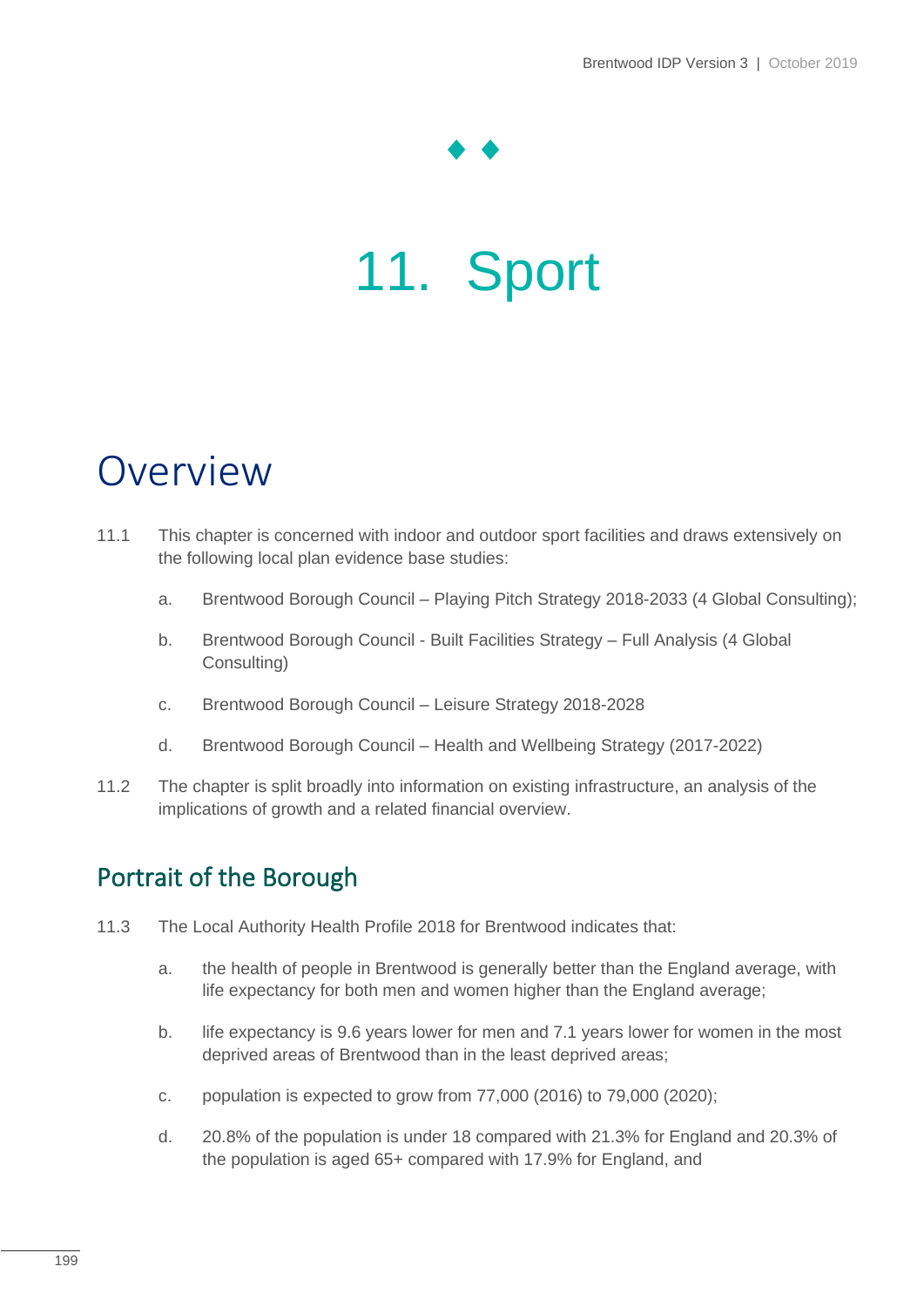# 11. Sport

## Overview

11.1 This chapter is concerned with indoor and outdoor sport facilities and draws extensively on the following local plan evidence base studies:

a. Brentwood Borough Council – Playing Pitch Strategy 2018-2033 (4 Global Consulting);

b. Brentwood Borough Council - Built Facilities Strategy – Full Analysis (4 Global Consulting)

c. Brentwood Borough Council – Leisure Strategy 2018-2028

d. Brentwood Borough Council – Health and Wellbeing Strategy (2017-2022)

11.2 The chapter is split broadly into information on existing infrastructure, an analysis of the implications of growth and a related financial overview.

### Portrait of the Borough

11.3 The Local Authority Health Profile 2018 for Brentwood indicates that:

a. the health of people in Brentwood is generally better than the England average, with life expectancy for both men and women higher than the England average;

b. life expectancy is 9.6 years lower for men and 7.1 years lower for women in the most deprived areas of Brentwood than in the least deprived areas;

c. population is expected to grow from 77,000 (2016) to 79,000 (2020);

d. 20.8% of the population is under 18 compared with 21.3% for England and 20.3% of the population is aged 65+ compared with 17.9% for England, and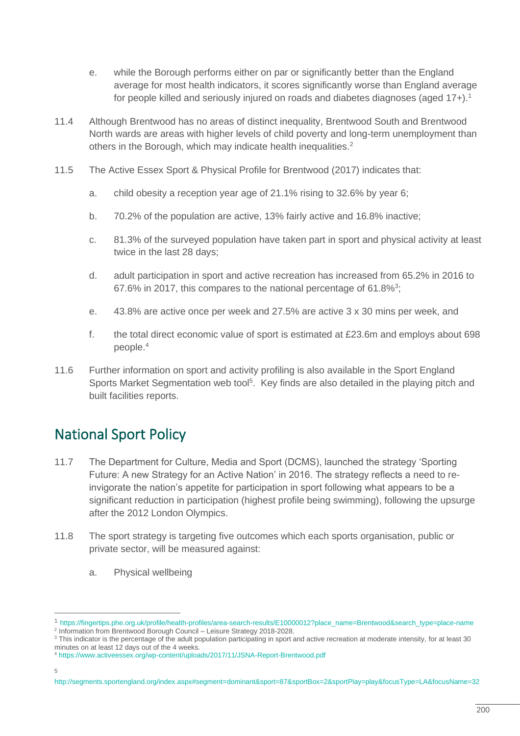e. while the Borough performs either on par or significantly better than the England average for most health indicators, it scores significantly worse than England average for people killed and seriously injured on roads and diabetes diagnoses (aged 17+).[1]

11.4 Although Brentwood has no areas of distinct inequality, Brentwood South and Brentwood North wards are areas with higher levels of child poverty and long-term unemployment than others in the Borough, which may indicate health inequalities.[2]

11.5 The Active Essex Sport & Physical Profile for Brentwood (2017) indicates that:

a. child obesity a reception year age of 21.1% rising to 32.6% by year 6;

b. 70.2% of the population are active, 13% fairly active and 16.8% inactive;

c. 81.3% of the surveyed population have taken part in sport and physical activity at least twice in the last 28 days;

d. adult participation in sport and active recreation has increased from 65.2% in 2016 to 67.6% in 2017, this compares to the national percentage of 61.8%[3];

e. 43.8% are active once per week and 27.5% are active 3 x 30 mins per week, and

f. the total direct economic value of sport is estimated at £23.6m and employs about 698 people.[4]

11.6 Further information on sport and activity profiling is also available in the Sport England Sports Market Segmentation web tool[5]. Key finds are also detailed in the playing pitch and built facilities reports.

## National Sport Policy

11.7 The Department for Culture, Media and Sport (DCMS), launched the strategy 'Sporting Future: A new Strategy for an Active Nation' in 2016. The strategy reflects a need to re-invigorate the nation's appetite for participation in sport following what appears to be a significant reduction in participation (highest profile being swimming), following the upsurge after the 2012 London Olympics.

11.8 The sport strategy is targeting five outcomes which each sports organisation, public or private sector, will be measured against:

a. Physical wellbeing

---

[1] https://fingertips.phe.org.uk/profile/health-profiles/area-search-results/E10000012?place_name=Brentwood&search_type=place-name

[2] Information from Brentwood Borough Council – Leisure Strategy 2018-2028.

[3] This indicator is the percentage of the adult population participating in sport and active recreation at moderate intensity, for at least 30 minutes on at least 12 days out of the 4 weeks.

[4] https://www.activeessex.org/wp-content/uploads/2017/11/JSNA-Report-Brentwood.pdf

[5] http://segments.sportengland.org/index.aspx#segment=dominant&sport=87&sportBox=2&sportPlay=play&focusType=LA&focusName=32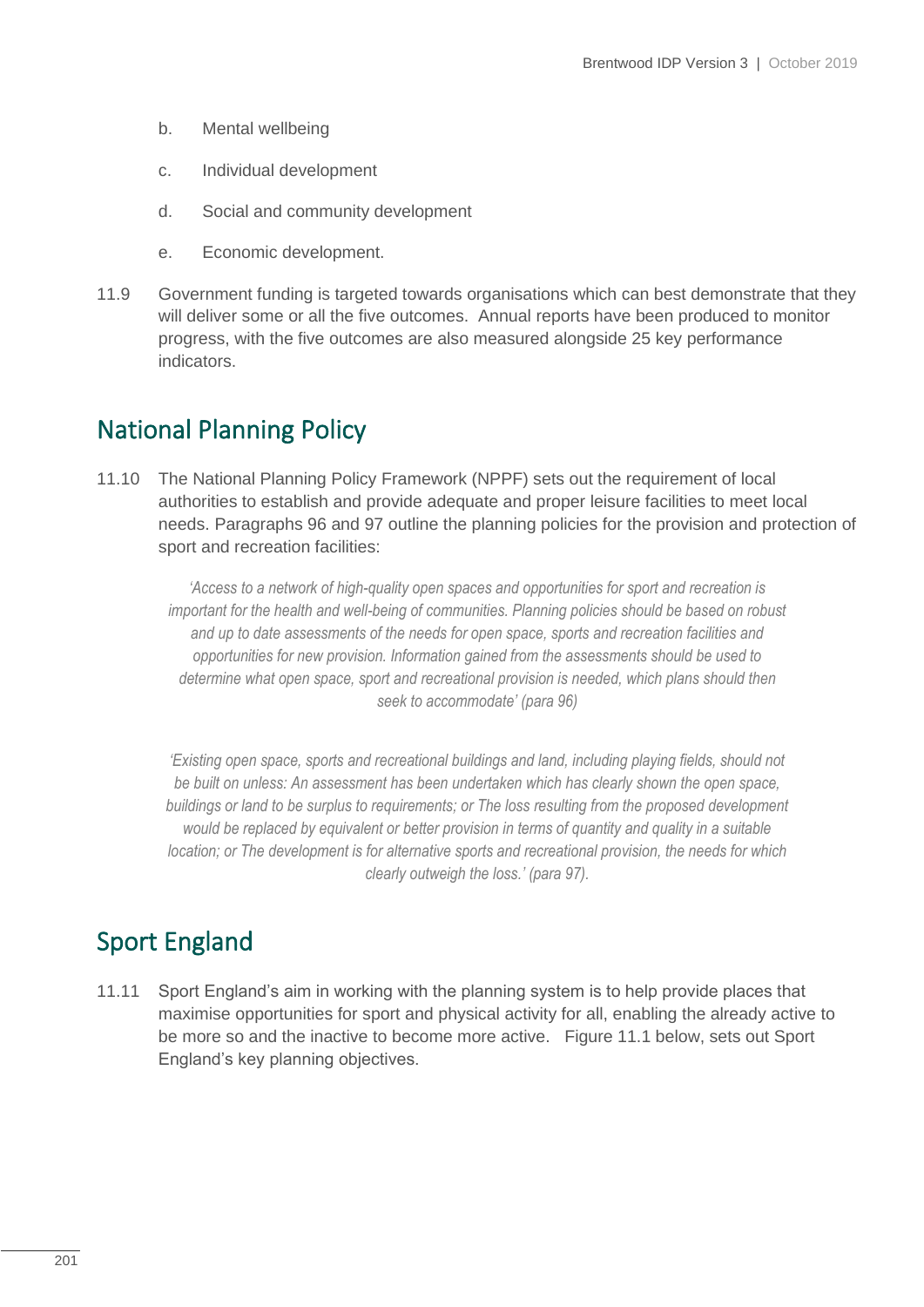b. Mental wellbeing

c. Individual development

d. Social and community development

e. Economic development.

11.9 Government funding is targeted towards organisations which can best demonstrate that they will deliver some or all the five outcomes. Annual reports have been produced to monitor progress, with the five outcomes are also measured alongside 25 key performance indicators.

## National Planning Policy

11.10 The National Planning Policy Framework (NPPF) sets out the requirement of local authorities to establish and provide adequate and proper leisure facilities to meet local needs. Paragraphs 96 and 97 outline the planning policies for the provision and protection of sport and recreation facilities:

> *'Access to a network of high-quality open spaces and opportunities for sport and recreation is important for the health and well-being of communities. Planning policies should be based on robust and up to date assessments of the needs for open space, sports and recreation facilities and opportunities for new provision. Information gained from the assessments should be used to determine what open space, sport and recreational provision is needed, which plans should then seek to accommodate' (para 96)*

> *'Existing open space, sports and recreational buildings and land, including playing fields, should not be built on unless: An assessment has been undertaken which has clearly shown the open space, buildings or land to be surplus to requirements; or The loss resulting from the proposed development would be replaced by equivalent or better provision in terms of quantity and quality in a suitable location; or The development is for alternative sports and recreational provision, the needs for which clearly outweigh the loss.' (para 97).*

## Sport England

11.11 Sport England's aim in working with the planning system is to help provide places that maximise opportunities for sport and physical activity for all, enabling the already active to be more so and the inactive to become more active. Figure 11.1 below, sets out Sport England's key planning objectives.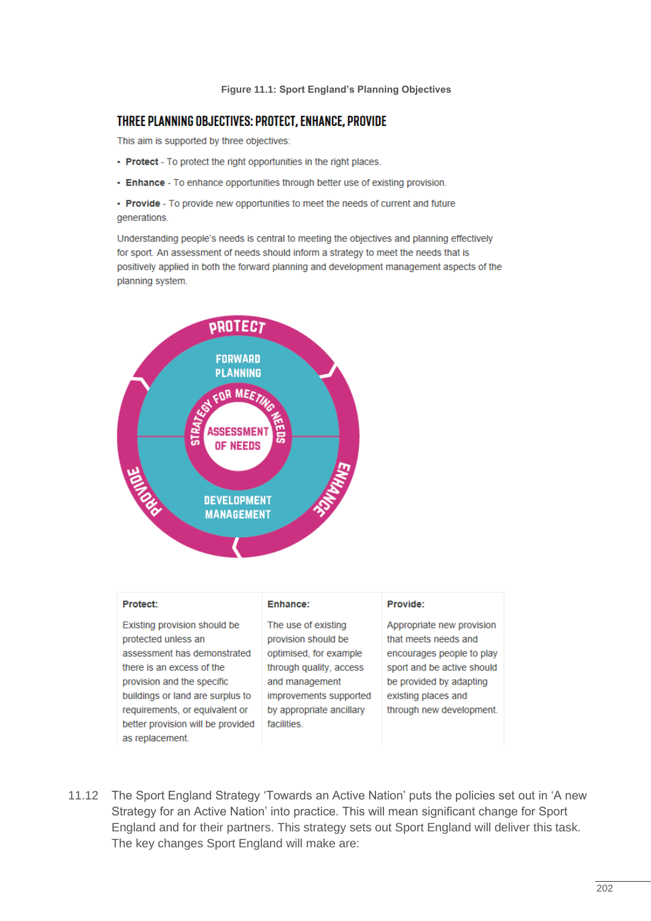**Figure 11.1: Sport England's Planning Objectives**

## THREE PLANNING OBJECTIVES: PROTECT, ENHANCE, PROVIDE

This aim is supported by three objectives:

- **Protect** - To protect the right opportunities in the right places.
- **Enhance** - To enhance opportunities through better use of existing provision.
- **Provide** - To provide new opportunities to meet the needs of current and future generations.

Understanding people's needs is central to meeting the objectives and planning effectively for sport. An assessment of needs should inform a strategy to meet the needs that is positively applied in both the forward planning and development management aspects of the planning system.

PROTECT
FORWARD PLANNING
STRATEGY FOR MEETING NEEDS
ASSESSMENT OF NEEDS
DEVELOPMENT MANAGEMENT
PROVIDE
ENHANCE

| Protect: | Enhance: | Provide: |
|---|---|---|
| Existing provision should be protected unless an assessment has demonstrated there is an excess of the provision and the specific buildings or land are surplus to requirements, or equivalent or better provision will be provided as replacement. | The use of existing provision should be optimised, for example through quality, access and management improvements supported by appropriate ancillary facilities. | Appropriate new provision that meets needs and encourages people to play sport and be active should be provided by adapting existing places and through new development. |

11.12 The Sport England Strategy 'Towards an Active Nation' puts the policies set out in 'A new Strategy for an Active Nation' into practice. This will mean significant change for Sport England and for their partners. This strategy sets out Sport England will deliver this task. The key changes Sport England will make are: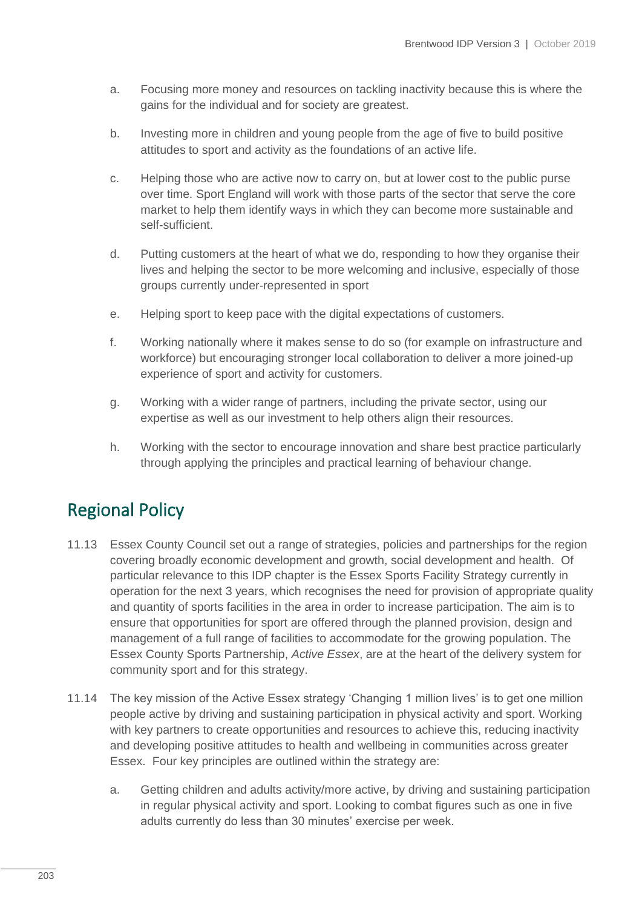a. Focusing more money and resources on tackling inactivity because this is where the gains for the individual and for society are greatest.

b. Investing more in children and young people from the age of five to build positive attitudes to sport and activity as the foundations of an active life.

c. Helping those who are active now to carry on, but at lower cost to the public purse over time. Sport England will work with those parts of the sector that serve the core market to help them identify ways in which they can become more sustainable and self-sufficient.

d. Putting customers at the heart of what we do, responding to how they organise their lives and helping the sector to be more welcoming and inclusive, especially of those groups currently under-represented in sport

e. Helping sport to keep pace with the digital expectations of customers.

f. Working nationally where it makes sense to do so (for example on infrastructure and workforce) but encouraging stronger local collaboration to deliver a more joined-up experience of sport and activity for customers.

g. Working with a wider range of partners, including the private sector, using our expertise as well as our investment to help others align their resources.

h. Working with the sector to encourage innovation and share best practice particularly through applying the principles and practical learning of behaviour change.

## Regional Policy

11.13 Essex County Council set out a range of strategies, policies and partnerships for the region covering broadly economic development and growth, social development and health. Of particular relevance to this IDP chapter is the Essex Sports Facility Strategy currently in operation for the next 3 years, which recognises the need for provision of appropriate quality and quantity of sports facilities in the area in order to increase participation. The aim is to ensure that opportunities for sport are offered through the planned provision, design and management of a full range of facilities to accommodate for the growing population. The Essex County Sports Partnership, *Active Essex*, are at the heart of the delivery system for community sport and for this strategy.

11.14 The key mission of the Active Essex strategy 'Changing 1 million lives' is to get one million people active by driving and sustaining participation in physical activity and sport. Working with key partners to create opportunities and resources to achieve this, reducing inactivity and developing positive attitudes to health and wellbeing in communities across greater Essex. Four key principles are outlined within the strategy are:

a. Getting children and adults activity/more active, by driving and sustaining participation in regular physical activity and sport. Looking to combat figures such as one in five adults currently do less than 30 minutes' exercise per week.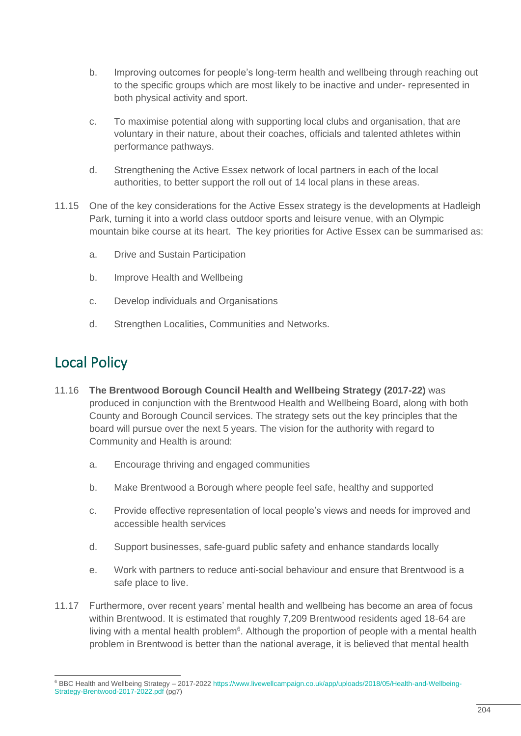b. Improving outcomes for people's long-term health and wellbeing through reaching out to the specific groups which are most likely to be inactive and under- represented in both physical activity and sport.

c. To maximise potential along with supporting local clubs and organisation, that are voluntary in their nature, about their coaches, officials and talented athletes within performance pathways.

d. Strengthening the Active Essex network of local partners in each of the local authorities, to better support the roll out of 14 local plans in these areas.

11.15 One of the key considerations for the Active Essex strategy is the developments at Hadleigh Park, turning it into a world class outdoor sports and leisure venue, with an Olympic mountain bike course at its heart. The key priorities for Active Essex can be summarised as:

a. Drive and Sustain Participation

b. Improve Health and Wellbeing

c. Develop individuals and Organisations

d. Strengthen Localities, Communities and Networks.

## Local Policy

11.16 **The Brentwood Borough Council Health and Wellbeing Strategy (2017-22)** was produced in conjunction with the Brentwood Health and Wellbeing Board, along with both County and Borough Council services. The strategy sets out the key principles that the board will pursue over the next 5 years. The vision for the authority with regard to Community and Health is around:

a. Encourage thriving and engaged communities

b. Make Brentwood a Borough where people feel safe, healthy and supported

c. Provide effective representation of local people's views and needs for improved and accessible health services

d. Support businesses, safe-guard public safety and enhance standards locally

e. Work with partners to reduce anti-social behaviour and ensure that Brentwood is a safe place to live.

11.17 Furthermore, over recent years' mental health and wellbeing has become an area of focus within Brentwood. It is estimated that roughly 7,209 Brentwood residents aged 18-64 are living with a mental health problem[6]. Although the proportion of people with a mental health problem in Brentwood is better than the national average, it is believed that mental health

[6] BBC Health and Wellbeing Strategy – 2017-2022 https://www.livewellcampaign.co.uk/app/uploads/2018/05/Health-and-Wellbeing-Strategy-Brentwood-2017-2022.pdf (pg7)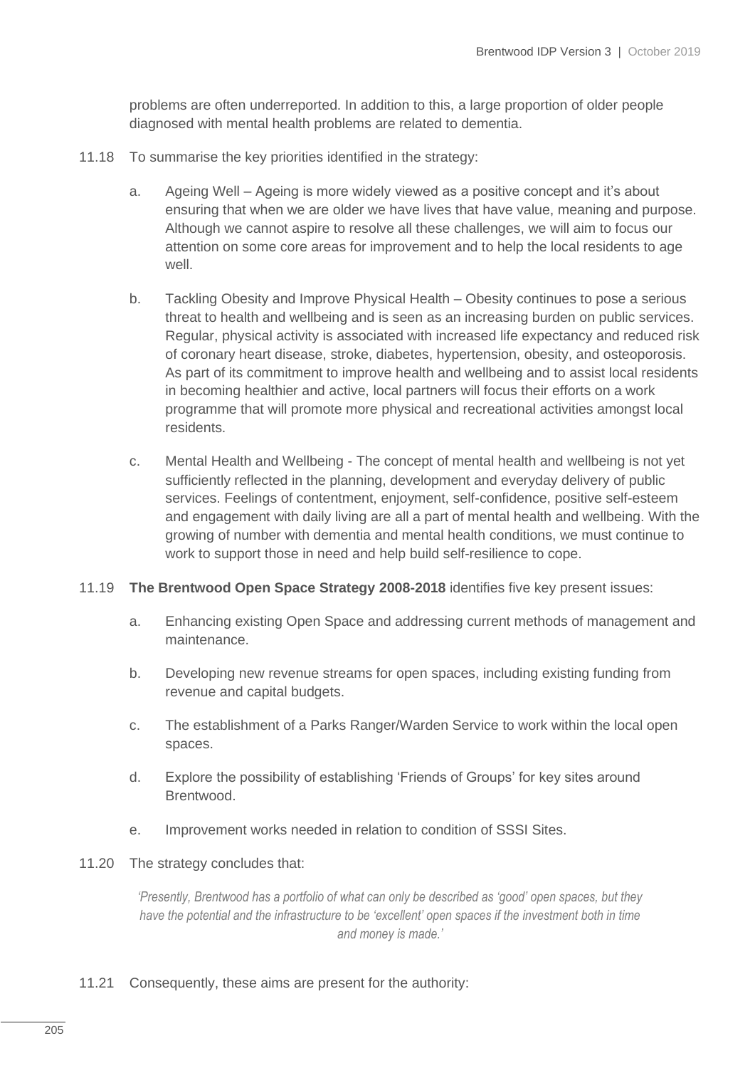problems are often underreported. In addition to this, a large proportion of older people diagnosed with mental health problems are related to dementia.

11.18 To summarise the key priorities identified in the strategy:

a. Ageing Well – Ageing is more widely viewed as a positive concept and it's about ensuring that when we are older we have lives that have value, meaning and purpose. Although we cannot aspire to resolve all these challenges, we will aim to focus our attention on some core areas for improvement and to help the local residents to age well.

b. Tackling Obesity and Improve Physical Health – Obesity continues to pose a serious threat to health and wellbeing and is seen as an increasing burden on public services. Regular, physical activity is associated with increased life expectancy and reduced risk of coronary heart disease, stroke, diabetes, hypertension, obesity, and osteoporosis. As part of its commitment to improve health and wellbeing and to assist local residents in becoming healthier and active, local partners will focus their efforts on a work programme that will promote more physical and recreational activities amongst local residents.

c. Mental Health and Wellbeing - The concept of mental health and wellbeing is not yet sufficiently reflected in the planning, development and everyday delivery of public services. Feelings of contentment, enjoyment, self-confidence, positive self-esteem and engagement with daily living are all a part of mental health and wellbeing. With the growing of number with dementia and mental health conditions, we must continue to work to support those in need and help build self-resilience to cope.

11.19 **The Brentwood Open Space Strategy 2008-2018** identifies five key present issues:

a. Enhancing existing Open Space and addressing current methods of management and maintenance.

b. Developing new revenue streams for open spaces, including existing funding from revenue and capital budgets.

c. The establishment of a Parks Ranger/Warden Service to work within the local open spaces.

d. Explore the possibility of establishing 'Friends of Groups' for key sites around Brentwood.

e. Improvement works needed in relation to condition of SSSI Sites.

11.20 The strategy concludes that:

> *'Presently, Brentwood has a portfolio of what can only be described as 'good' open spaces, but they have the potential and the infrastructure to be 'excellent' open spaces if the investment both in time and money is made.'*

11.21 Consequently, these aims are present for the authority: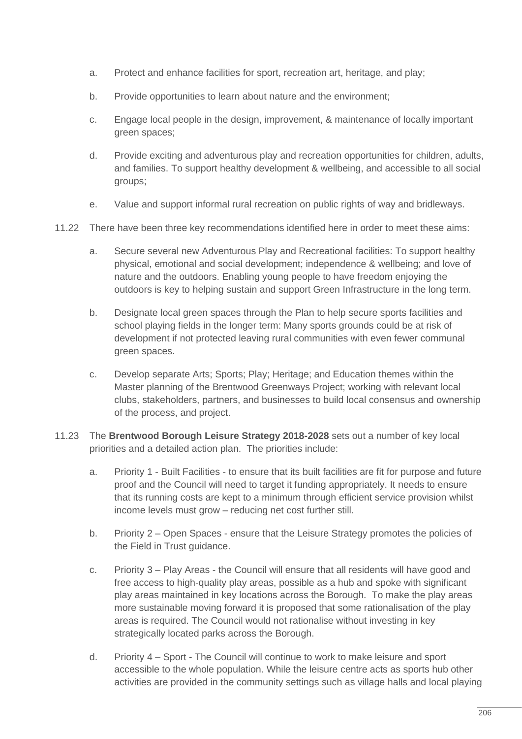a. Protect and enhance facilities for sport, recreation art, heritage, and play;

b. Provide opportunities to learn about nature and the environment;

c. Engage local people in the design, improvement, & maintenance of locally important green spaces;

d. Provide exciting and adventurous play and recreation opportunities for children, adults, and families. To support healthy development & wellbeing, and accessible to all social groups;

e. Value and support informal rural recreation on public rights of way and bridleways.

11.22 There have been three key recommendations identified here in order to meet these aims:

a. Secure several new Adventurous Play and Recreational facilities: To support healthy physical, emotional and social development; independence & wellbeing; and love of nature and the outdoors. Enabling young people to have freedom enjoying the outdoors is key to helping sustain and support Green Infrastructure in the long term.

b. Designate local green spaces through the Plan to help secure sports facilities and school playing fields in the longer term: Many sports grounds could be at risk of development if not protected leaving rural communities with even fewer communal green spaces.

c. Develop separate Arts; Sports; Play; Heritage; and Education themes within the Master planning of the Brentwood Greenways Project; working with relevant local clubs, stakeholders, partners, and businesses to build local consensus and ownership of the process, and project.

11.23 The **Brentwood Borough Leisure Strategy 2018-2028** sets out a number of key local priorities and a detailed action plan. The priorities include:

a. Priority 1 - Built Facilities - to ensure that its built facilities are fit for purpose and future proof and the Council will need to target it funding appropriately. It needs to ensure that its running costs are kept to a minimum through efficient service provision whilst income levels must grow – reducing net cost further still.

b. Priority 2 – Open Spaces - ensure that the Leisure Strategy promotes the policies of the Field in Trust guidance.

c. Priority 3 – Play Areas - the Council will ensure that all residents will have good and free access to high-quality play areas, possible as a hub and spoke with significant play areas maintained in key locations across the Borough. To make the play areas more sustainable moving forward it is proposed that some rationalisation of the play areas is required. The Council would not rationalise without investing in key strategically located parks across the Borough.

d. Priority 4 – Sport - The Council will continue to work to make leisure and sport accessible to the whole population. While the leisure centre acts as sports hub other activities are provided in the community settings such as village halls and local playing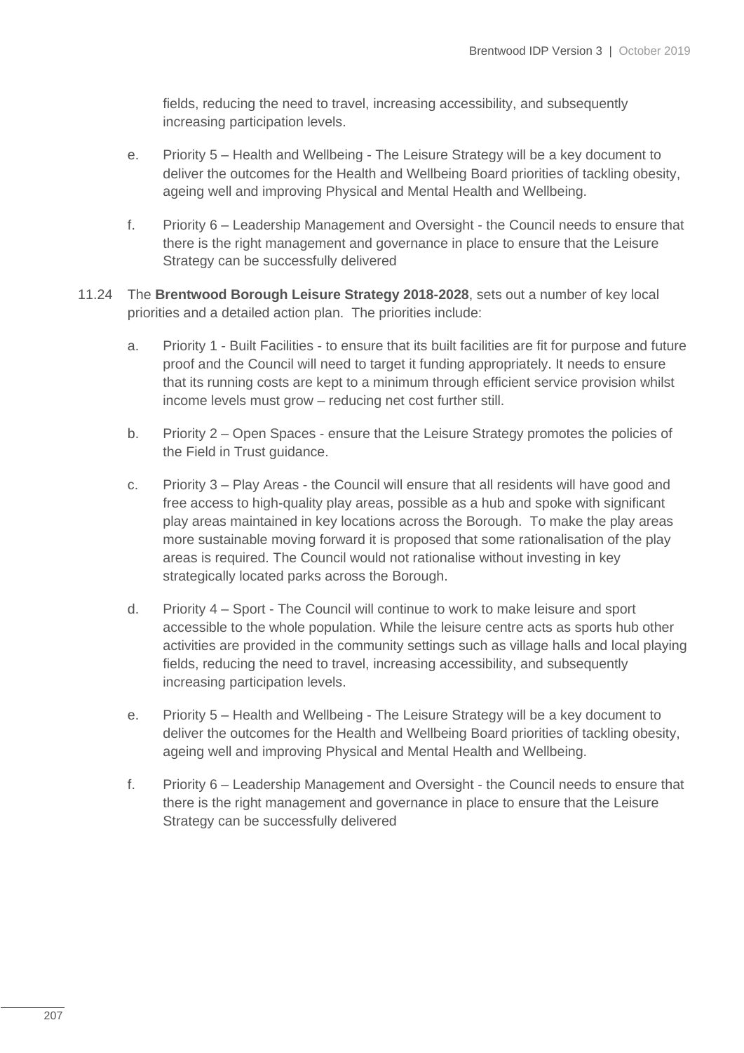fields, reducing the need to travel, increasing accessibility, and subsequently increasing participation levels.

e. Priority 5 – Health and Wellbeing - The Leisure Strategy will be a key document to deliver the outcomes for the Health and Wellbeing Board priorities of tackling obesity, ageing well and improving Physical and Mental Health and Wellbeing.

f. Priority 6 – Leadership Management and Oversight - the Council needs to ensure that there is the right management and governance in place to ensure that the Leisure Strategy can be successfully delivered

11.24 The **Brentwood Borough Leisure Strategy 2018-2028**, sets out a number of key local priorities and a detailed action plan. The priorities include:

a. Priority 1 - Built Facilities - to ensure that its built facilities are fit for purpose and future proof and the Council will need to target it funding appropriately. It needs to ensure that its running costs are kept to a minimum through efficient service provision whilst income levels must grow – reducing net cost further still.

b. Priority 2 – Open Spaces - ensure that the Leisure Strategy promotes the policies of the Field in Trust guidance.

c. Priority 3 – Play Areas - the Council will ensure that all residents will have good and free access to high-quality play areas, possible as a hub and spoke with significant play areas maintained in key locations across the Borough. To make the play areas more sustainable moving forward it is proposed that some rationalisation of the play areas is required. The Council would not rationalise without investing in key strategically located parks across the Borough.

d. Priority 4 – Sport - The Council will continue to work to make leisure and sport accessible to the whole population. While the leisure centre acts as sports hub other activities are provided in the community settings such as village halls and local playing fields, reducing the need to travel, increasing accessibility, and subsequently increasing participation levels.

e. Priority 5 – Health and Wellbeing - The Leisure Strategy will be a key document to deliver the outcomes for the Health and Wellbeing Board priorities of tackling obesity, ageing well and improving Physical and Mental Health and Wellbeing.

f. Priority 6 – Leadership Management and Oversight - the Council needs to ensure that there is the right management and governance in place to ensure that the Leisure Strategy can be successfully delivered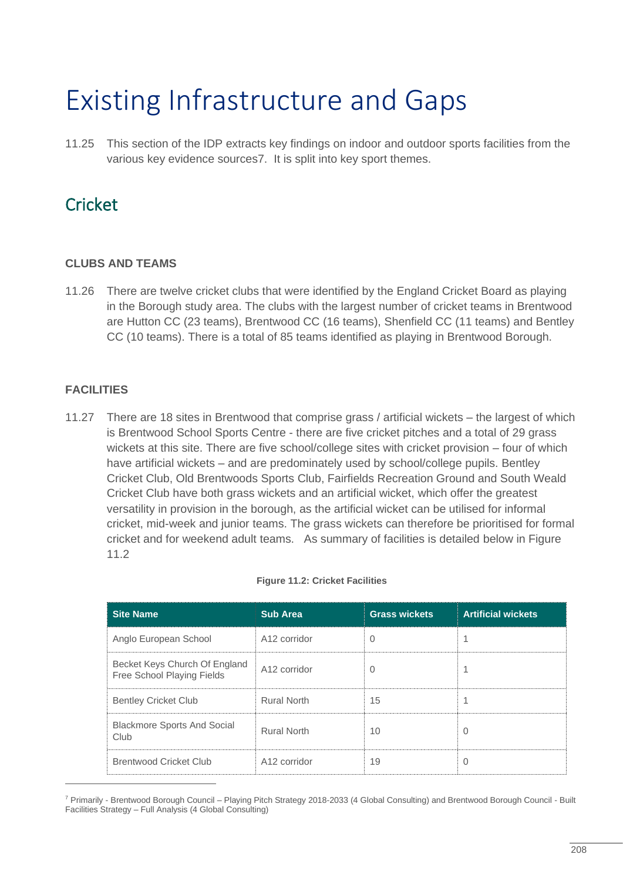# Existing Infrastructure and Gaps

11.25 This section of the IDP extracts key findings on indoor and outdoor sports facilities from the various key evidence sources[7]. It is split into key sport themes.

## Cricket

### CLUBS AND TEAMS

11.26 There are twelve cricket clubs that were identified by the England Cricket Board as playing in the Borough study area. The clubs with the largest number of cricket teams in Brentwood are Hutton CC (23 teams), Brentwood CC (16 teams), Shenfield CC (11 teams) and Bentley CC (10 teams). There is a total of 85 teams identified as playing in Brentwood Borough.

### FACILITIES

11.27 There are 18 sites in Brentwood that comprise grass / artificial wickets – the largest of which is Brentwood School Sports Centre - there are five cricket pitches and a total of 29 grass wickets at this site. There are five school/college sites with cricket provision – four of which have artificial wickets – and are predominately used by school/college pupils. Bentley Cricket Club, Old Brentwoods Sports Club, Fairfields Recreation Ground and South Weald Cricket Club have both grass wickets and an artificial wicket, which offer the greatest versatility in provision in the borough, as the artificial wicket can be utilised for informal cricket, mid-week and junior teams. The grass wickets can therefore be prioritised for formal cricket and for weekend adult teams. As summary of facilities is detailed below in Figure 11.2

**Figure 11.2: Cricket Facilities**

| Site Name | Sub Area | Grass wickets | Artificial wickets |
|---|---|---|---|
| Anglo European School | A12 corridor | 0 | 1 |
| Becket Keys Church Of England Free School Playing Fields | A12 corridor | 0 | 1 |
| Bentley Cricket Club | Rural North | 15 | 1 |
| Blackmore Sports And Social Club | Rural North | 10 | 0 |
| Brentwood Cricket Club | A12 corridor | 19 | 0 |

[7] Primarily - Brentwood Borough Council – Playing Pitch Strategy 2018-2033 (4 Global Consulting) and Brentwood Borough Council - Built Facilities Strategy – Full Analysis (4 Global Consulting)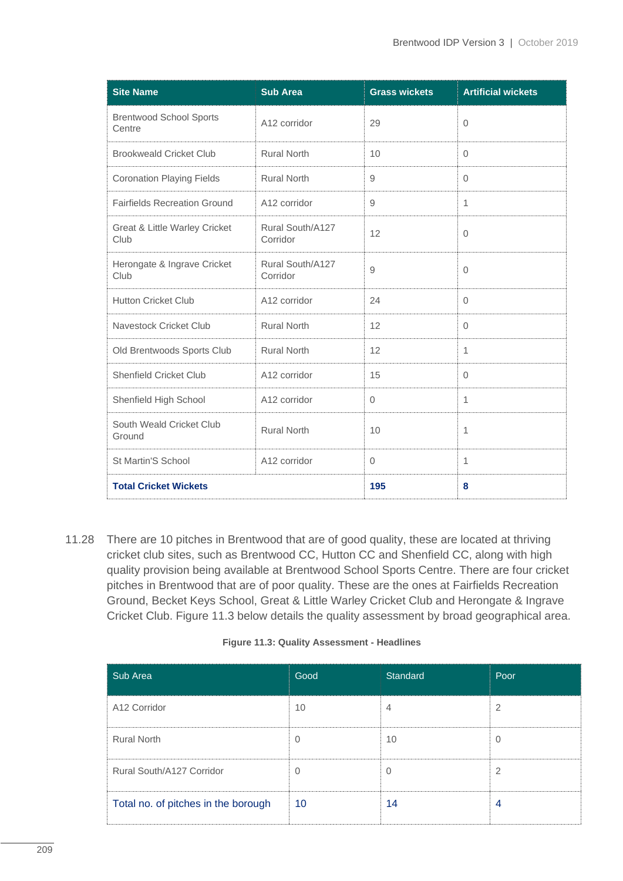| Site Name | Sub Area | Grass wickets | Artificial wickets |
|---|---|---|---|
| Brentwood School Sports Centre | A12 corridor | 29 | 0 |
| Brookweald Cricket Club | Rural North | 10 | 0 |
| Coronation Playing Fields | Rural North | 9 | 0 |
| Fairfields Recreation Ground | A12 corridor | 9 | 1 |
| Great & Little Warley Cricket Club | Rural South/A127 Corridor | 12 | 0 |
| Herongate & Ingrave Cricket Club | Rural South/A127 Corridor | 9 | 0 |
| Hutton Cricket Club | A12 corridor | 24 | 0 |
| Navestock Cricket Club | Rural North | 12 | 0 |
| Old Brentwoods Sports Club | Rural North | 12 | 1 |
| Shenfield Cricket Club | A12 corridor | 15 | 0 |
| Shenfield High School | A12 corridor | 0 | 1 |
| South Weald Cricket Club Ground | Rural North | 10 | 1 |
| St Martin'S School | A12 corridor | 0 | 1 |
| **Total Cricket Wickets** | | **195** | **8** |

11.28 There are 10 pitches in Brentwood that are of good quality, these are located at thriving cricket club sites, such as Brentwood CC, Hutton CC and Shenfield CC, along with high quality provision being available at Brentwood School Sports Centre. There are four cricket pitches in Brentwood that are of poor quality. These are the ones at Fairfields Recreation Ground, Becket Keys School, Great & Little Warley Cricket Club and Herongate & Ingrave Cricket Club. Figure 11.3 below details the quality assessment by broad geographical area.

**Figure 11.3: Quality Assessment - Headlines**

| Sub Area | Good | Standard | Poor |
|---|---|---|---|
| A12 Corridor | 10 | 4 | 2 |
| Rural North | 0 | 10 | 0 |
| Rural South/A127 Corridor | 0 | 0 | 2 |
| Total no. of pitches in the borough | 10 | 14 | 4 |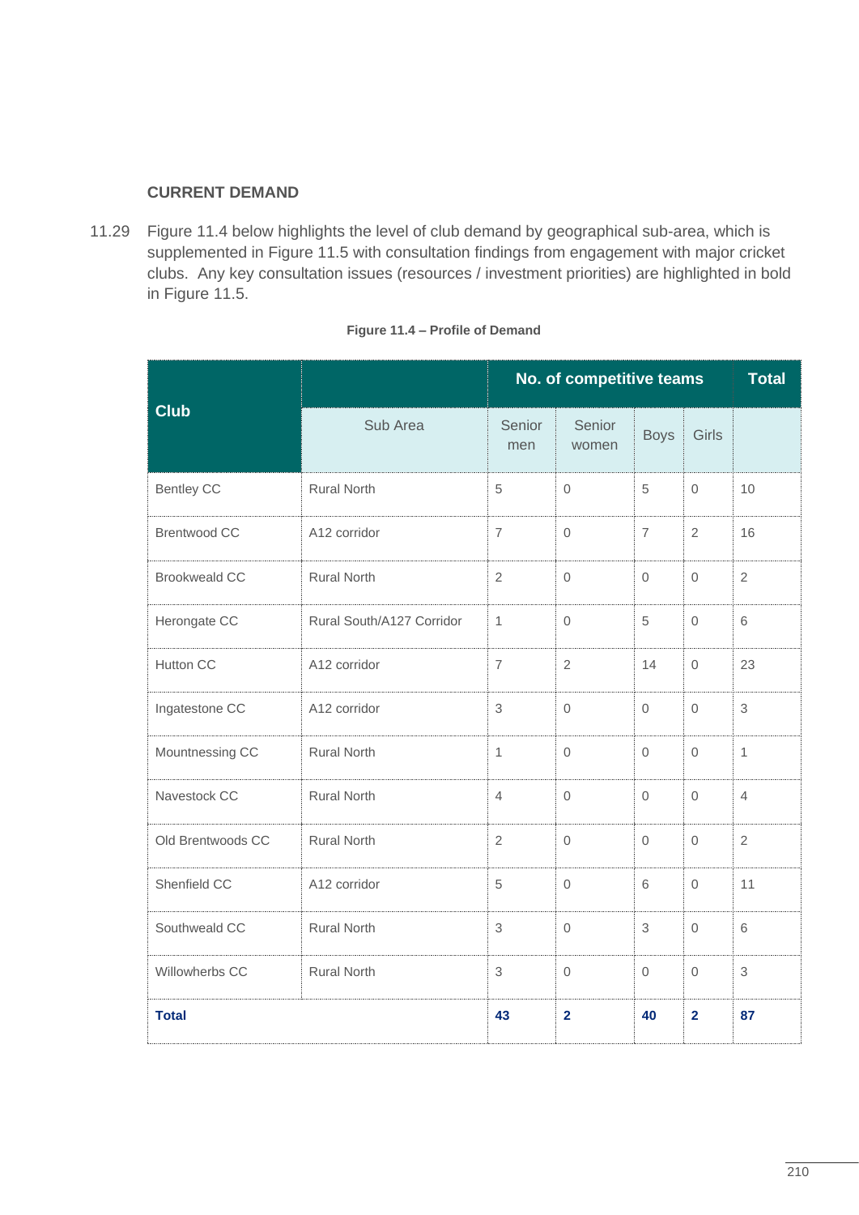### CURRENT DEMAND

11.29 Figure 11.4 below highlights the level of club demand by geographical sub-area, which is supplemented in Figure 11.5 with consultation findings from engagement with major cricket clubs. Any key consultation issues (resources / investment priorities) are highlighted in bold in Figure 11.5.

**Figure 11.4 – Profile of Demand**

| Club | | No. of competitive teams | | | | Total |
|---|---|---|---|---|---|---|
| | Sub Area | Senior men | Senior women | Boys | Girls | |
| Bentley CC | Rural North | 5 | 0 | 5 | 0 | 10 |
| Brentwood CC | A12 corridor | 7 | 0 | 7 | 2 | 16 |
| Brookweald CC | Rural North | 2 | 0 | 0 | 0 | 2 |
| Herongate CC | Rural South/A127 Corridor | 1 | 0 | 5 | 0 | 6 |
| Hutton CC | A12 corridor | 7 | 2 | 14 | 0 | 23 |
| Ingatestone CC | A12 corridor | 3 | 0 | 0 | 0 | 3 |
| Mountnessing CC | Rural North | 1 | 0 | 0 | 0 | 1 |
| Navestock CC | Rural North | 4 | 0 | 0 | 0 | 4 |
| Old Brentwoods CC | Rural North | 2 | 0 | 0 | 0 | 2 |
| Shenfield CC | A12 corridor | 5 | 0 | 6 | 0 | 11 |
| Southweald CC | Rural North | 3 | 0 | 3 | 0 | 6 |
| Willowherbs CC | Rural North | 3 | 0 | 0 | 0 | 3 |
| **Total** | | **43** | **2** | **40** | **2** | **87** |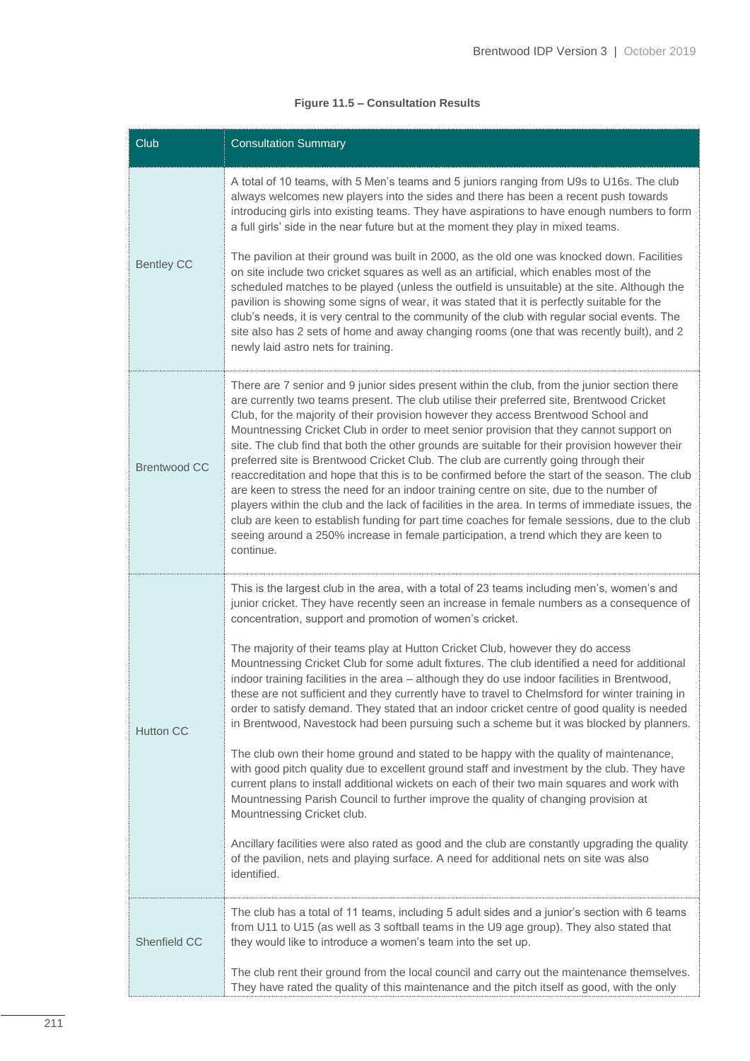**Figure 11.5 – Consultation Results**

| Club | Consultation Summary |
|---|---|
| Bentley CC | A total of 10 teams, with 5 Men's teams and 5 juniors ranging from U9s to U16s. The club always welcomes new players into the sides and there has been a recent push towards introducing girls into existing teams. They have aspirations to have enough numbers to form a full girls' side in the near future but at the moment they play in mixed teams.<br><br>The pavilion at their ground was built in 2000, as the old one was knocked down. Facilities on site include two cricket squares as well as an artificial, which enables most of the scheduled matches to be played (unless the outfield is unsuitable) at the site. Although the pavilion is showing some signs of wear, it was stated that it is perfectly suitable for the club's needs, it is very central to the community of the club with regular social events. The site also has 2 sets of home and away changing rooms (one that was recently built), and 2 newly laid astro nets for training. |
| Brentwood CC | There are 7 senior and 9 junior sides present within the club, from the junior section there are currently two teams present. The club utilise their preferred site, Brentwood Cricket Club, for the majority of their provision however they access Brentwood School and Mountnessing Cricket Club in order to meet senior provision that they cannot support on site. The club find that both the other grounds are suitable for their provision however their preferred site is Brentwood Cricket Club. The club are currently going through their reaccreditation and hope that this is to be confirmed before the start of the season. The club are keen to stress the need for an indoor training centre on site, due to the number of players within the club and the lack of facilities in the area. In terms of immediate issues, the club are keen to establish funding for part time coaches for female sessions, due to the club seeing around a 250% increase in female participation, a trend which they are keen to continue. |
| Hutton CC | This is the largest club in the area, with a total of 23 teams including men's, women's and junior cricket. They have recently seen an increase in female numbers as a consequence of concentration, support and promotion of women's cricket.<br><br>The majority of their teams play at Hutton Cricket Club, however they do access Mountnessing Cricket Club for some adult fixtures. The club identified a need for additional indoor training facilities in the area – although they do use indoor facilities in Brentwood, these are not sufficient and they currently have to travel to Chelmsford for winter training in order to satisfy demand. They stated that an indoor cricket centre of good quality is needed in Brentwood, Navestock had been pursuing such a scheme but it was blocked by planners.<br><br>The club own their home ground and stated to be happy with the quality of maintenance, with good pitch quality due to excellent ground staff and investment by the club. They have current plans to install additional wickets on each of their two main squares and work with Mountnessing Parish Council to further improve the quality of changing provision at Mountnessing Cricket club.<br><br>Ancillary facilities were also rated as good and the club are constantly upgrading the quality of the pavilion, nets and playing surface. A need for additional nets on site was also identified. |
| Shenfield CC | The club has a total of 11 teams, including 5 adult sides and a junior's section with 6 teams from U11 to U15 (as well as 3 softball teams in the U9 age group). They also stated that they would like to introduce a women's team into the set up.<br><br>The club rent their ground from the local council and carry out the maintenance themselves. They have rated the quality of this maintenance and the pitch itself as good, with the only |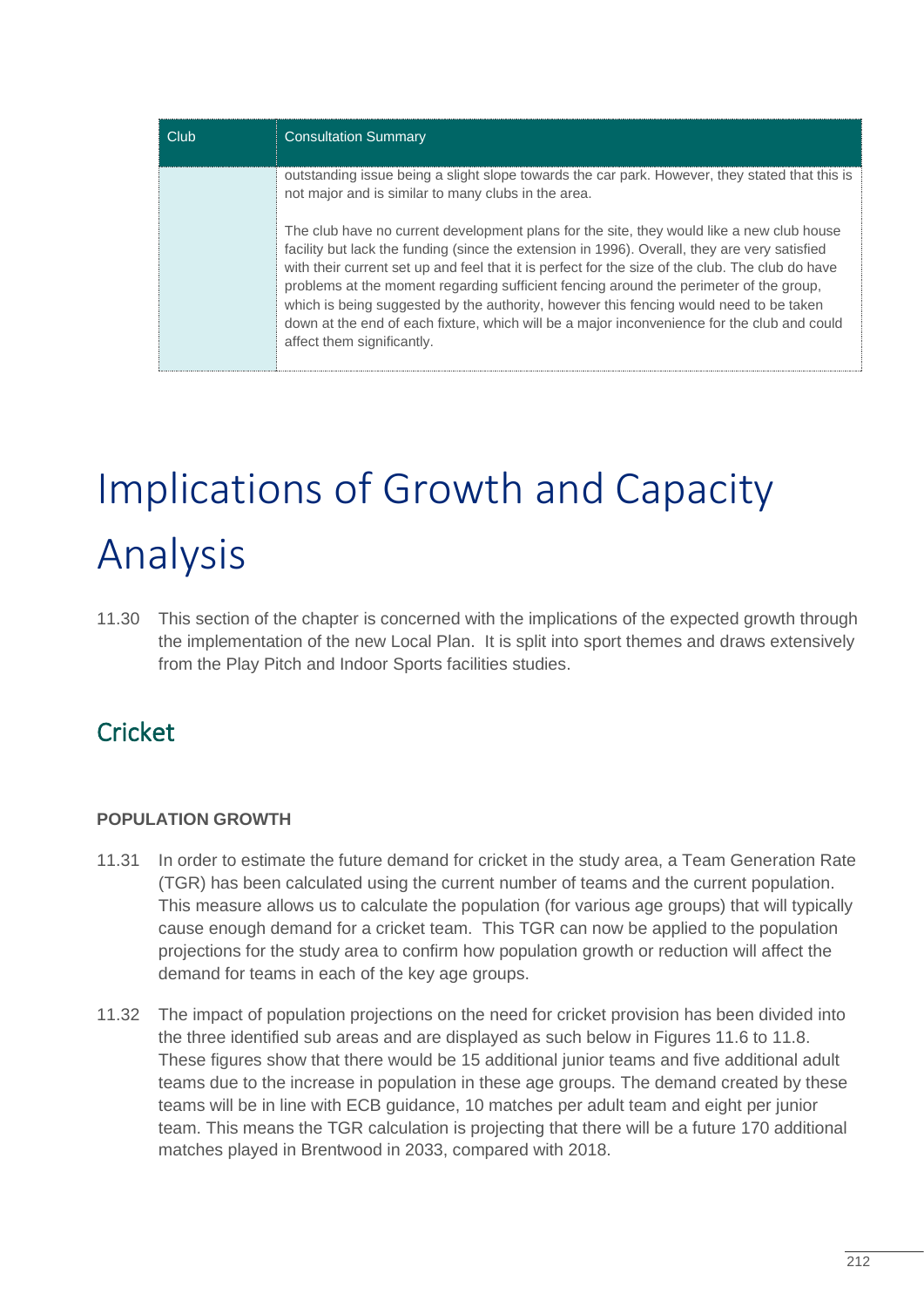| Club | Consultation Summary |
|---|---|
| | outstanding issue being a slight slope towards the car park. However, they stated that this is not major and is similar to many clubs in the area.<br><br>The club have no current development plans for the site, they would like a new club house facility but lack the funding (since the extension in 1996). Overall, they are very satisfied with their current set up and feel that it is perfect for the size of the club. The club do have problems at the moment regarding sufficient fencing around the perimeter of the group, which is being suggested by the authority, however this fencing would need to be taken down at the end of each fixture, which will be a major inconvenience for the club and could affect them significantly. |

# Implications of Growth and Capacity Analysis

11.30 This section of the chapter is concerned with the implications of the expected growth through the implementation of the new Local Plan. It is split into sport themes and draws extensively from the Play Pitch and Indoor Sports facilities studies.

## Cricket

### POPULATION GROWTH

11.31 In order to estimate the future demand for cricket in the study area, a Team Generation Rate (TGR) has been calculated using the current number of teams and the current population. This measure allows us to calculate the population (for various age groups) that will typically cause enough demand for a cricket team. This TGR can now be applied to the population projections for the study area to confirm how population growth or reduction will affect the demand for teams in each of the key age groups.

11.32 The impact of population projections on the need for cricket provision has been divided into the three identified sub areas and are displayed as such below in Figures 11.6 to 11.8. These figures show that there would be 15 additional junior teams and five additional adult teams due to the increase in population in these age groups. The demand created by these teams will be in line with ECB guidance, 10 matches per adult team and eight per junior team. This means the TGR calculation is projecting that there will be a future 170 additional matches played in Brentwood in 2033, compared with 2018.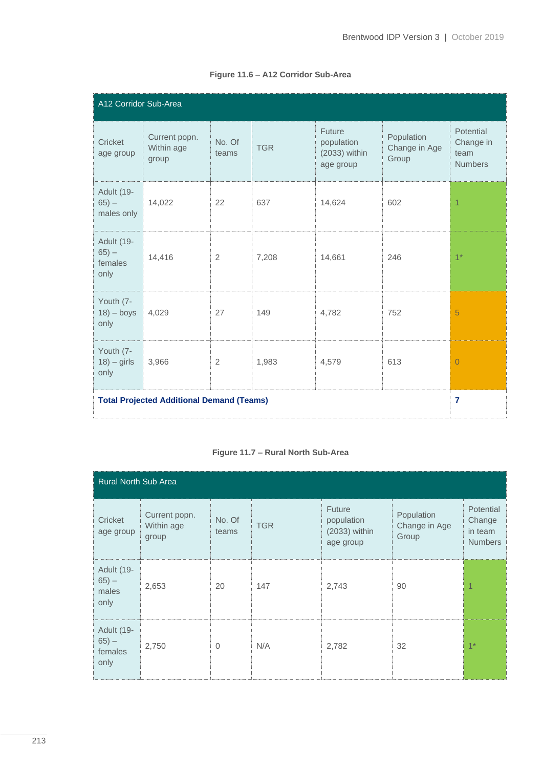**Figure 11.6 – A12 Corridor Sub-Area**

| A12 Corridor Sub-Area | | | | | | |
|---|---|---|---|---|---|---|
| Cricket age group | Current popn. Within age group | No. Of teams | TGR | Future population (2033) within age group | Population Change in Age Group | Potential Change in team Numbers |
| Adult (19-65) – males only | 14,022 | 22 | 637 | 14,624 | 602 | 1 |
| Adult (19-65) – females only | 14,416 | 2 | 7,208 | 14,661 | 246 | 1* |
| Youth (7-18) – boys only | 4,029 | 27 | 149 | 4,782 | 752 | 5 |
| Youth (7-18) – girls only | 3,966 | 2 | 1,983 | 4,579 | 613 | 0 |
| **Total Projected Additional Demand (Teams)** | | | | | | **7** |

**Figure 11.7 – Rural North Sub-Area**

| Rural North Sub Area | | | | | | |
|---|---|---|---|---|---|---|
| Cricket age group | Current popn. Within age group | No. Of teams | TGR | Future population (2033) within age group | Population Change in Age Group | Potential Change in team Numbers |
| Adult (19-65) – males only | 2,653 | 20 | 147 | 2,743 | 90 | 1 |
| Adult (19-65) – females only | 2,750 | 0 | N/A | 2,782 | 32 | 1* |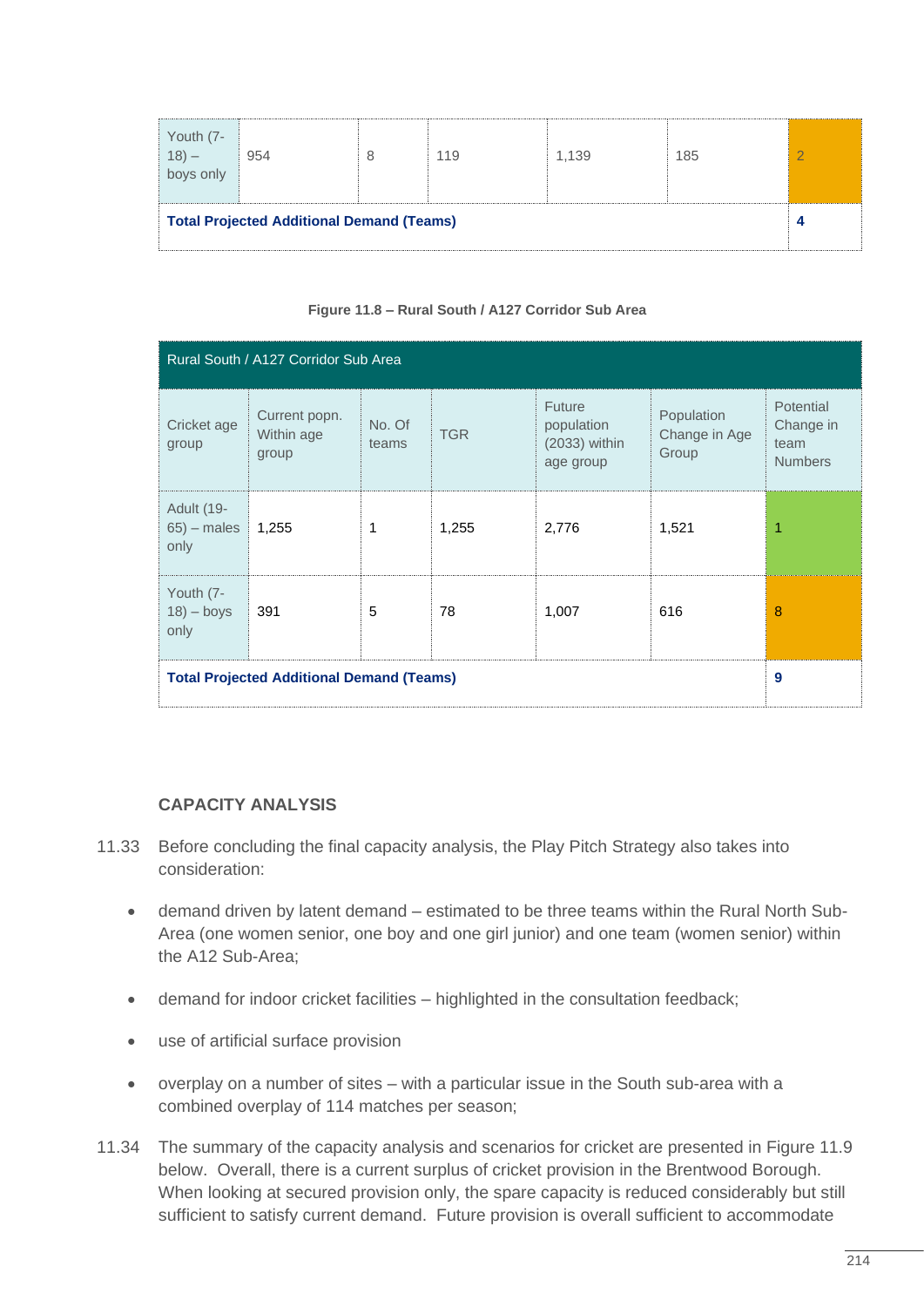| Youth (7-18) – boys only | 954 | 8 | 119 | 1,139 | 185 | 2 |
|---|---|---|---|---|---|---|
| **Total Projected Additional Demand (Teams)** | | | | | | **4** |

**Figure 11.8 – Rural South / A127 Corridor Sub Area**

| Rural South / A127 Corridor Sub Area | | | | | | |
|---|---|---|---|---|---|---|
| Cricket age group | Current popn. Within age group | No. Of teams | TGR | Future population (2033) within age group | Population Change in Age Group | Potential Change in team Numbers |
| Adult (19-65) – males only | 1,255 | 1 | 1,255 | 2,776 | 1,521 | 1 |
| Youth (7-18) – boys only | 391 | 5 | 78 | 1,007 | 616 | 8 |
| **Total Projected Additional Demand (Teams)** | | | | | | **9** |

### CAPACITY ANALYSIS

11.33 Before concluding the final capacity analysis, the Play Pitch Strategy also takes into consideration:

- demand driven by latent demand – estimated to be three teams within the Rural North Sub-Area (one women senior, one boy and one girl junior) and one team (women senior) within the A12 Sub-Area;
- demand for indoor cricket facilities – highlighted in the consultation feedback;
- use of artificial surface provision
- overplay on a number of sites – with a particular issue in the South sub-area with a combined overplay of 114 matches per season;

11.34 The summary of the capacity analysis and scenarios for cricket are presented in Figure 11.9 below. Overall, there is a current surplus of cricket provision in the Brentwood Borough. When looking at secured provision only, the spare capacity is reduced considerably but still sufficient to satisfy current demand. Future provision is overall sufficient to accommodate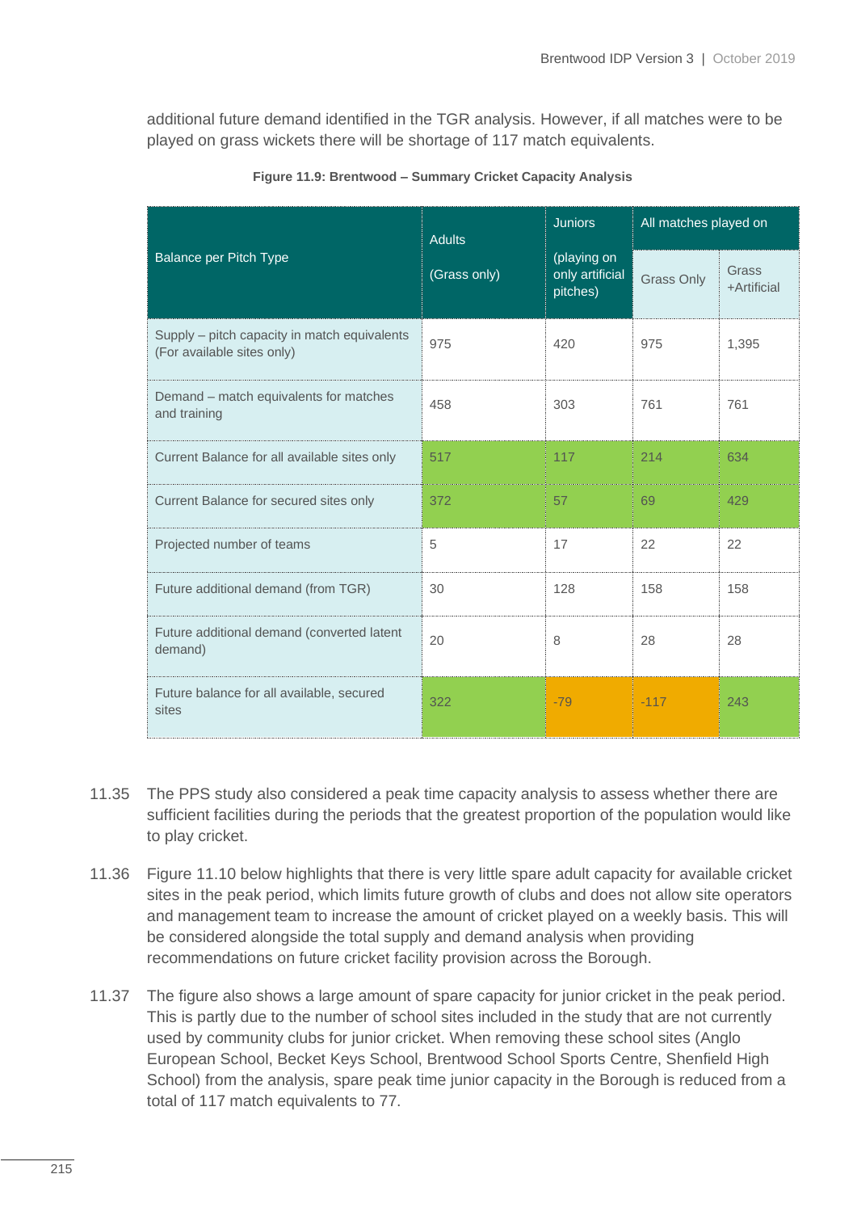additional future demand identified in the TGR analysis. However, if all matches were to be played on grass wickets there will be shortage of 117 match equivalents.

**Figure 11.9: Brentwood – Summary Cricket Capacity Analysis**

| Balance per Pitch Type | Adults (Grass only) | Juniors (playing on only artificial pitches) | All matches played on | |
|---|---|---|---|---|
| | | | Grass Only | Grass +Artificial |
| Supply – pitch capacity in match equivalents (For available sites only) | 975 | 420 | 975 | 1,395 |
| Demand – match equivalents for matches and training | 458 | 303 | 761 | 761 |
| Current Balance for all available sites only | 517 | 117 | 214 | 634 |
| Current Balance for secured sites only | 372 | 57 | 69 | 429 |
| Projected number of teams | 5 | 17 | 22 | 22 |
| Future additional demand (from TGR) | 30 | 128 | 158 | 158 |
| Future additional demand (converted latent demand) | 20 | 8 | 28 | 28 |
| Future balance for all available, secured sites | 322 | -79 | -117 | 243 |

11.35 The PPS study also considered a peak time capacity analysis to assess whether there are sufficient facilities during the periods that the greatest proportion of the population would like to play cricket.

11.36 Figure 11.10 below highlights that there is very little spare adult capacity for available cricket sites in the peak period, which limits future growth of clubs and does not allow site operators and management team to increase the amount of cricket played on a weekly basis. This will be considered alongside the total supply and demand analysis when providing recommendations on future cricket facility provision across the Borough.

11.37 The figure also shows a large amount of spare capacity for junior cricket in the peak period. This is partly due to the number of school sites included in the study that are not currently used by community clubs for junior cricket. When removing these school sites (Anglo European School, Becket Keys School, Brentwood School Sports Centre, Shenfield High School) from the analysis, spare peak time junior capacity in the Borough is reduced from a total of 117 match equivalents to 77.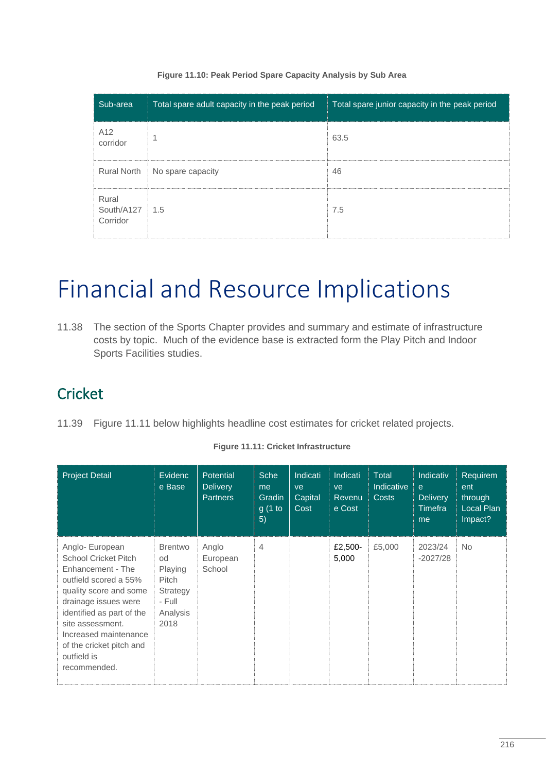**Figure 11.10: Peak Period Spare Capacity Analysis by Sub Area**

| Sub-area | Total spare adult capacity in the peak period | Total spare junior capacity in the peak period |
|---|---|---|
| A12 corridor | 1 | 63.5 |
| Rural North | No spare capacity | 46 |
| Rural South/A127 Corridor | 1.5 | 7.5 |

# Financial and Resource Implications

11.38 The section of the Sports Chapter provides and summary and estimate of infrastructure costs by topic. Much of the evidence base is extracted form the Play Pitch and Indoor Sports Facilities studies.

## Cricket

11.39 Figure 11.11 below highlights headline cost estimates for cricket related projects.

**Figure 11.11: Cricket Infrastructure**

| Project Detail | Evidence Base | Potential Delivery Partners | Scheme Grading (1 to 5) | Indicative Capital Cost | Indicative Revenue Cost | Total Indicative Costs | Indicative Delivery Timeframe | Requirement through Local Plan Impact? |
|---|---|---|---|---|---|---|---|---|
| Anglo- European School Cricket Pitch Enhancement - The outfield scored a 55% quality score and some drainage issues were identified as part of the site assessment. Increased maintenance of the cricket pitch and outfield is recommended. | Brentwood Playing Pitch Strategy - Full Analysis 2018 | Anglo European School | 4 | | £2,500-5,000 | £5,000 | 2023/24 -2027/28 | No |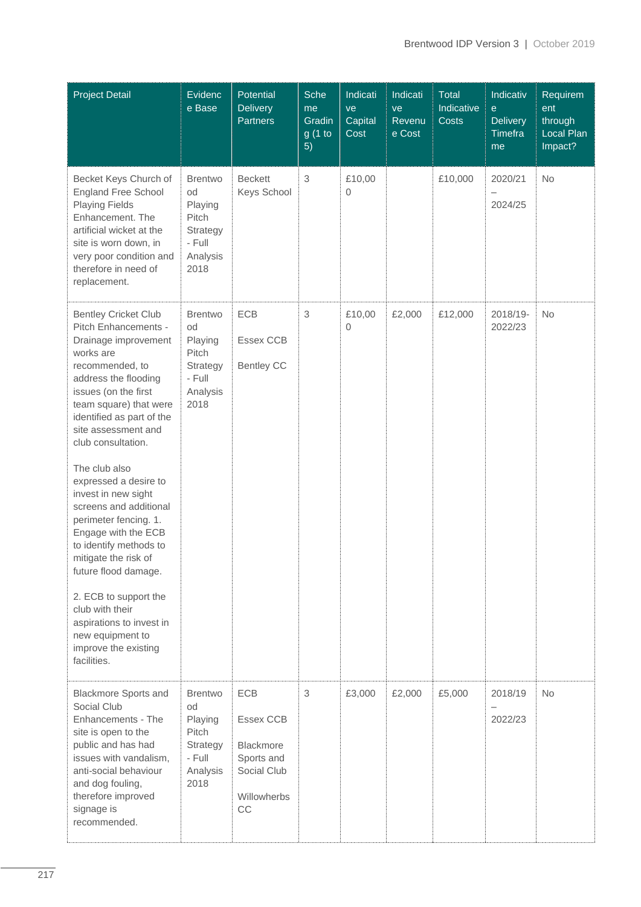| Project Detail | Evidence Base | Potential Delivery Partners | Scheme Grading (1 to 5) | Indicative Capital Cost | Indicative Revenue Cost | Total Indicative Costs | Indicative Delivery Timeframe | Requirement through Local Plan Impact? |
|---|---|---|---|---|---|---|---|---|
| Becket Keys Church of England Free School Playing Fields Enhancement. The artificial wicket at the site is worn down, in very poor condition and therefore in need of replacement. | Brentwood Playing Pitch Strategy - Full Analysis 2018 | Beckett Keys School | 3 | £10,000 | | £10,000 | 2020/21 – 2024/25 | No |
| Bentley Cricket Club Pitch Enhancements - Drainage improvement works are recommended, to address the flooding issues (on the first team square) that were identified as part of the site assessment and club consultation.<br><br>The club also expressed a desire to invest in new sight screens and additional perimeter fencing. 1. Engage with the ECB to identify methods to mitigate the risk of future flood damage.<br><br>2. ECB to support the club with their aspirations to invest in new equipment to improve the existing facilities. | Brentwood Playing Pitch Strategy - Full Analysis 2018 | ECB<br><br>Essex CCB<br><br>Bentley CC | 3 | £10,000 | £2,000 | £12,000 | 2018/19-2022/23 | No |
| Blackmore Sports and Social Club Enhancements - The site is open to the public and has had issues with vandalism, anti-social behaviour and dog fouling, therefore improved signage is recommended. | Brentwood Playing Pitch Strategy - Full Analysis 2018 | ECB<br><br>Essex CCB<br><br>Blackmore Sports and Social Club<br><br>Willowherbs CC | 3 | £3,000 | £2,000 | £5,000 | 2018/19 – 2022/23 | No |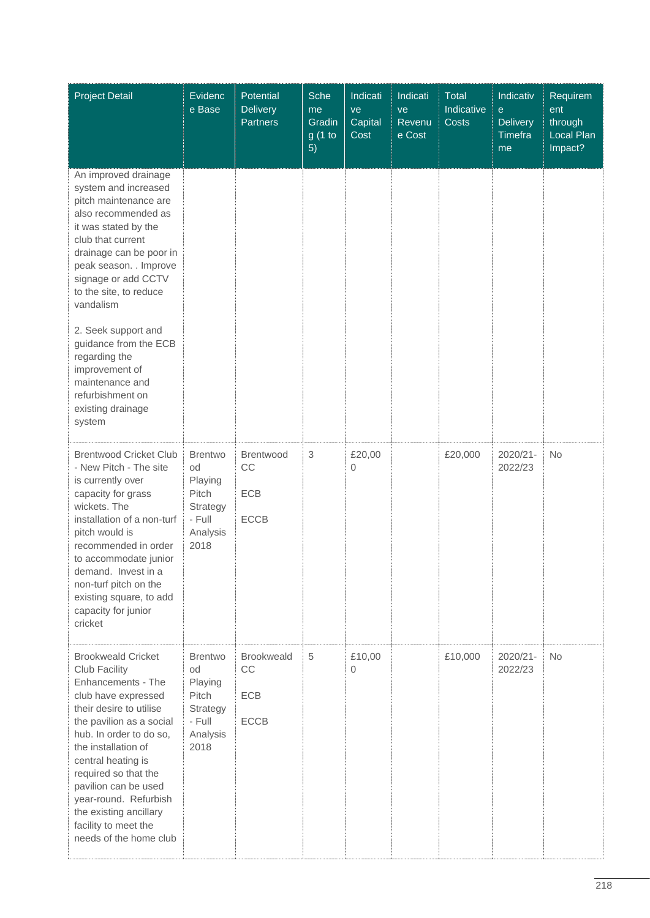| Project Detail | Evidence Base | Potential Delivery Partners | Scheme Grading (1 to 5) | Indicative Capital Cost | Indicative Revenue Cost | Total Indicative Costs | Indicative Delivery Timeframe | Requirement through Local Plan Impact? |
|---|---|---|---|---|---|---|---|---|
| An improved drainage system and increased pitch maintenance are also recommended as it was stated by the club that current drainage can be poor in peak season. . Improve signage or add CCTV to the site, to reduce vandalism<br><br>2. Seek support and guidance from the ECB regarding the improvement of maintenance and refurbishment on existing drainage system | | | | | | | | |
| Brentwood Cricket Club - New Pitch - The site is currently over capacity for grass wickets. The installation of a non-turf pitch would is recommended in order to accommodate junior demand. Invest in a non-turf pitch on the existing square, to add capacity for junior cricket | Brentwood Playing Pitch Strategy - Full Analysis 2018 | Brentwood CC<br><br>ECB<br><br>ECCB | 3 | £20,000 | | £20,000 | 2020/21-2022/23 | No |
| Brookweald Cricket Club Facility Enhancements - The club have expressed their desire to utilise the pavilion as a social hub. In order to do so, the installation of central heating is required so that the pavilion can be used year-round. Refurbish the existing ancillary facility to meet the needs of the home club | Brentwood Playing Pitch Strategy - Full Analysis 2018 | Brookweald CC<br><br>ECB<br><br>ECCB | 5 | £10,000 | | £10,000 | 2020/21-2022/23 | No |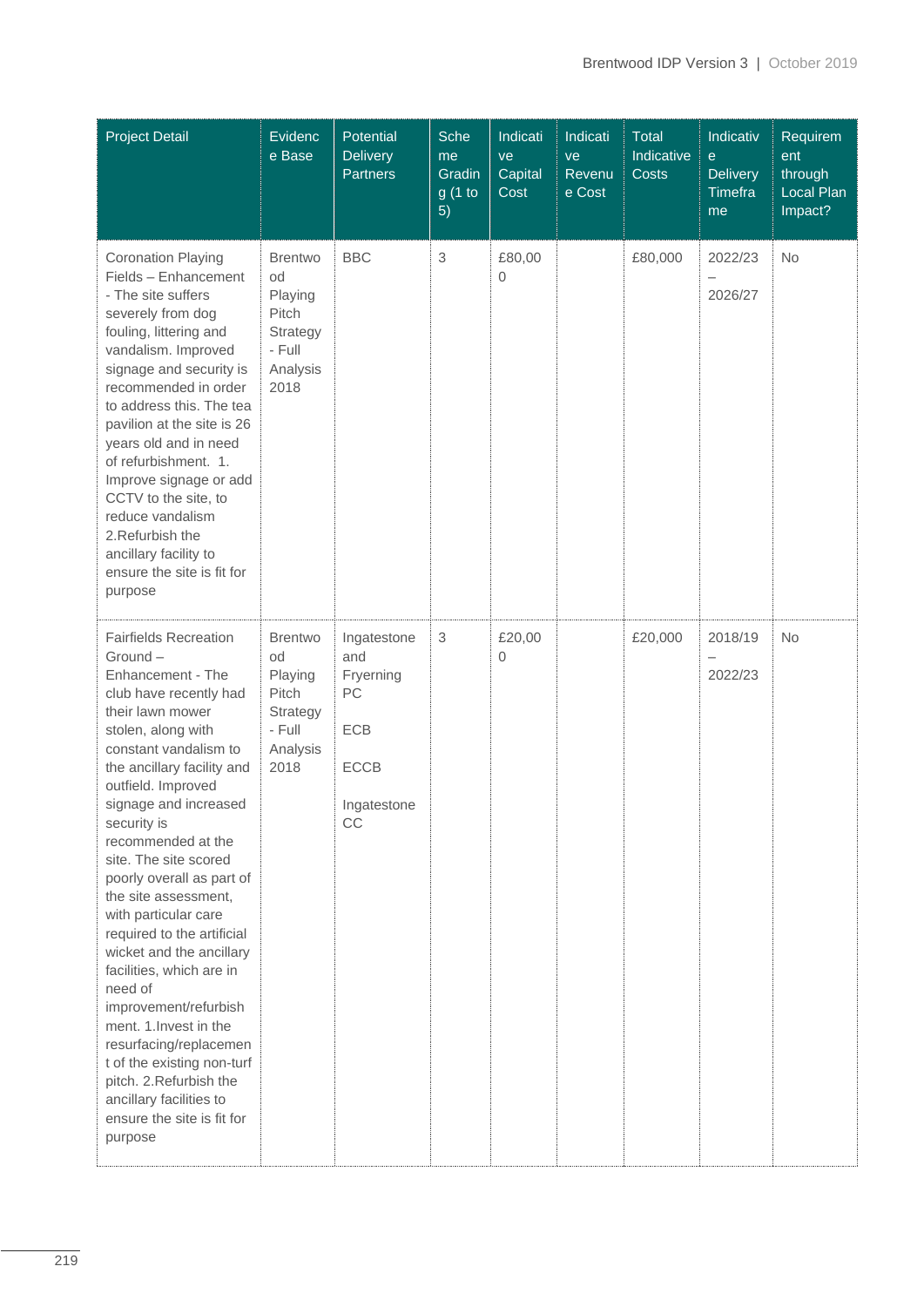| Project Detail | Evidence Base | Potential Delivery Partners | Scheme Grading (1 to 5) | Indicative Capital Cost | Indicative Revenue Cost | Total Indicative Costs | Indicative Delivery Timeframe | Requirement through Local Plan Impact? |
|---|---|---|---|---|---|---|---|---|
| Coronation Playing Fields – Enhancement - The site suffers severely from dog fouling, littering and vandalism. Improved signage and security is recommended in order to address this. The tea pavilion at the site is 26 years old and in need of refurbishment. 1. Improve signage or add CCTV to the site, to reduce vandalism 2.Refurbish the ancillary facility to ensure the site is fit for purpose | Brentwood Playing Pitch Strategy - Full Analysis 2018 | BBC | 3 | £80,000 | | £80,000 | 2022/23 – 2026/27 | No |
| Fairfields Recreation Ground – Enhancement - The club have recently had their lawn mower stolen, along with constant vandalism to the ancillary facility and outfield. Improved signage and increased security is recommended at the site. The site scored poorly overall as part of the site assessment, with particular care required to the artificial wicket and the ancillary facilities, which are in need of improvement/refurbishment. 1.Invest in the resurfacing/replacement of the existing non-turf pitch. 2.Refurbish the ancillary facilities to ensure the site is fit for purpose | Brentwood Playing Pitch Strategy - Full Analysis 2018 | Ingatestone and Fryerning PC<br><br>ECB<br><br>ECCB<br><br>Ingatestone CC | 3 | £20,000 | | £20,000 | 2018/19 – 2022/23 | No |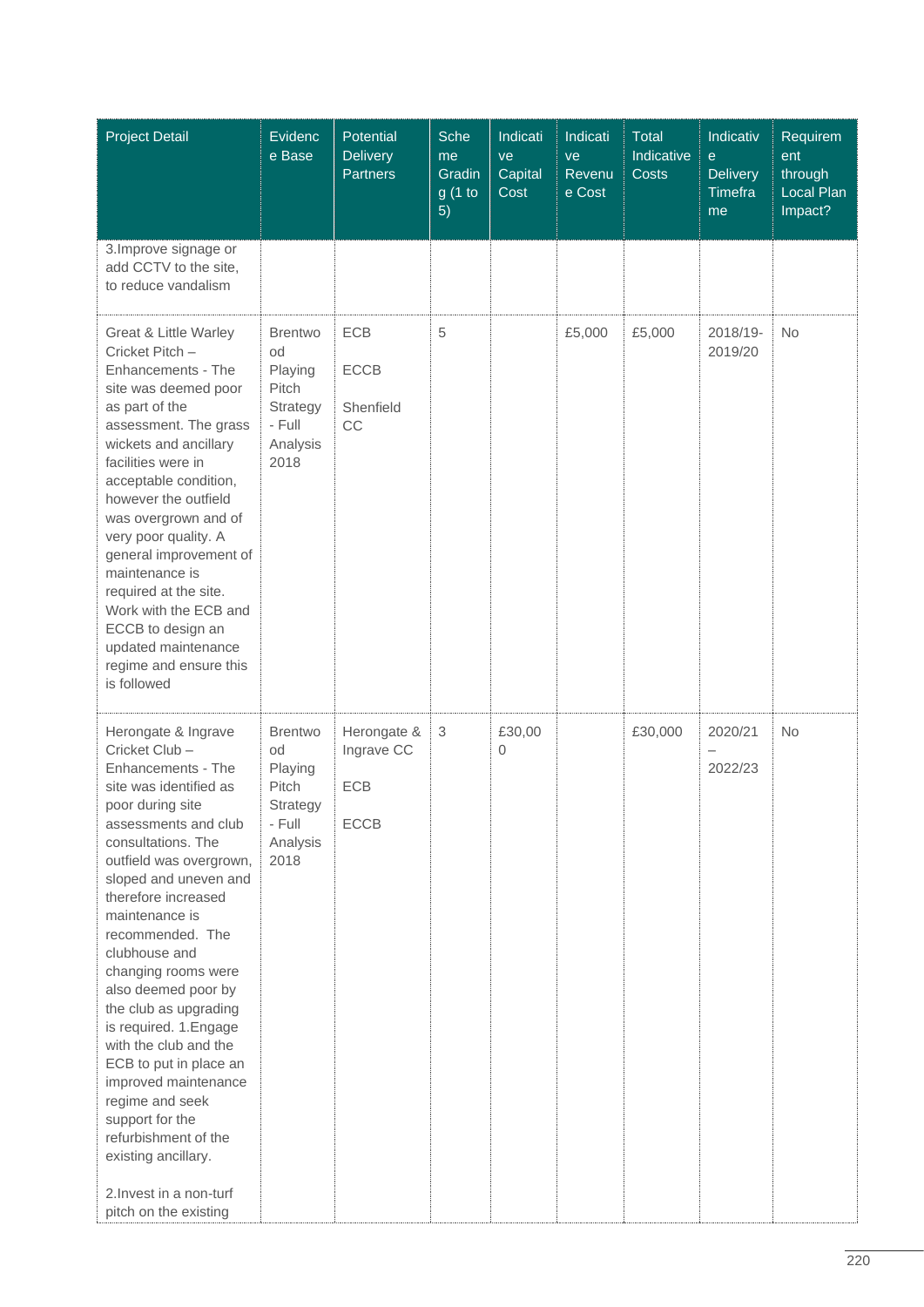| Project Detail | Evidence Base | Potential Delivery Partners | Scheme Grading (1 to 5) | Indicative Capital Cost | Indicative Revenue Cost | Total Indicative Costs | Indicative Delivery Timeframe | Requirement through Local Plan Impact? |
|---|---|---|---|---|---|---|---|---|
| 3.Improve signage or add CCTV to the site, to reduce vandalism | | | | | | | | |
| Great & Little Warley Cricket Pitch – Enhancements - The site was deemed poor as part of the assessment. The grass wickets and ancillary facilities were in acceptable condition, however the outfield was overgrown and of very poor quality. A general improvement of maintenance is required at the site. Work with the ECB and ECCB to design an updated maintenance regime and ensure this is followed | Brentwood Playing Pitch Strategy - Full Analysis 2018 | ECB<br><br>ECCB<br><br>Shenfield CC | 5 | | £5,000 | £5,000 | 2018/19-2019/20 | No |
| Herongate & Ingrave Cricket Club – Enhancements - The site was identified as poor during site assessments and club consultations. The outfield was overgrown, sloped and uneven and therefore increased maintenance is recommended. The clubhouse and changing rooms were also deemed poor by the club as upgrading is required. 1.Engage with the club and the ECB to put in place an improved maintenance regime and seek support for the refurbishment of the existing ancillary.<br><br>2.Invest in a non-turf pitch on the existing | Brentwood Playing Pitch Strategy - Full Analysis 2018 | Herongate & Ingrave CC<br><br>ECB<br><br>ECCB | 3 | £30,000 | | £30,000 | 2020/21 – 2022/23 | No |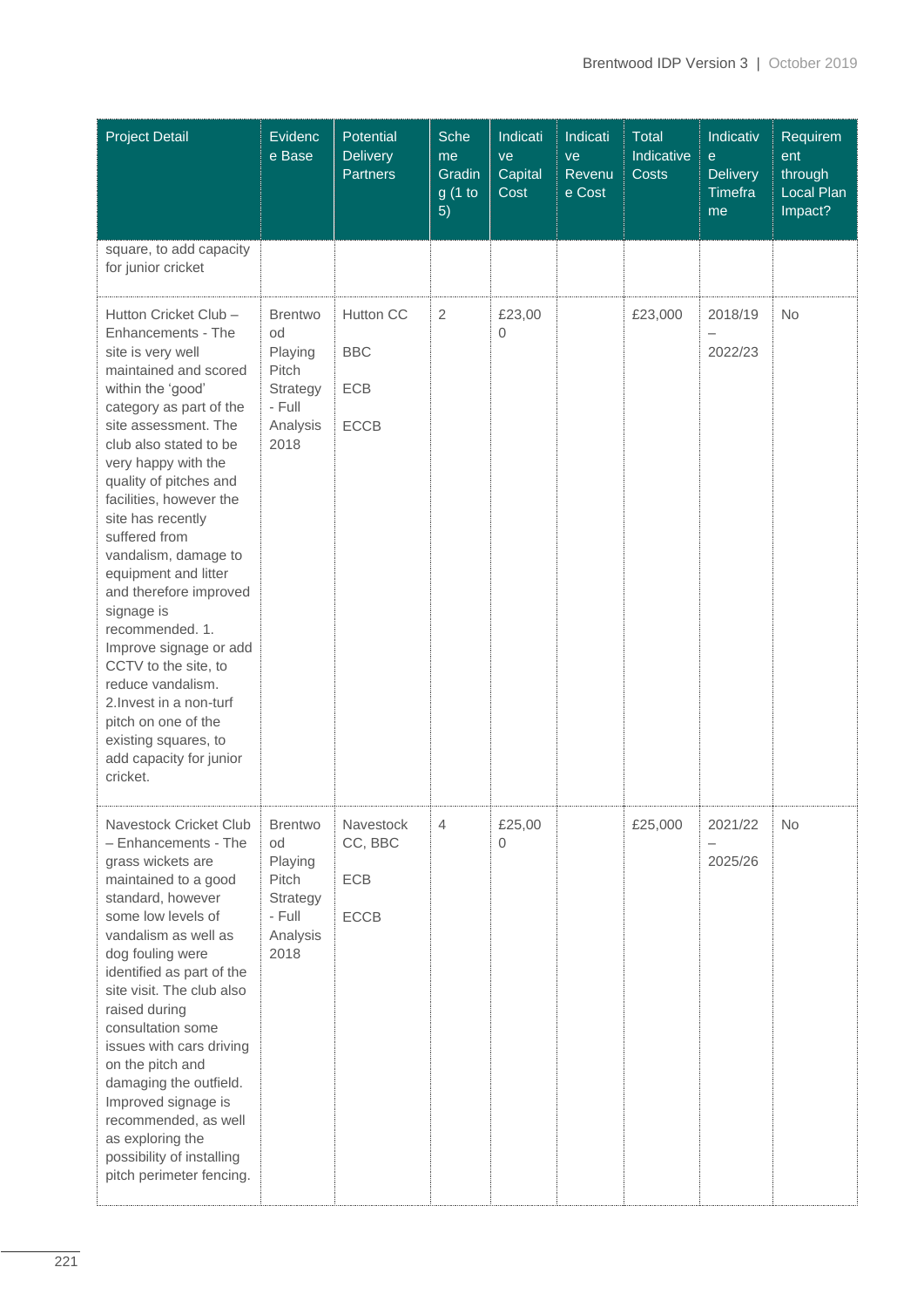| Project Detail | Evidence Base | Potential Delivery Partners | Scheme Grading (1 to 5) | Indicative Capital Cost | Indicative Revenue Cost | Total Indicative Costs | Indicative Delivery Timeframe | Requirement through Local Plan Impact? |
|---|---|---|---|---|---|---|---|---|
| square, to add capacity for junior cricket | | | | | | | | |
| Hutton Cricket Club – Enhancements - The site is very well maintained and scored within the 'good' category as part of the site assessment. The club also stated to be very happy with the quality of pitches and facilities, however the site has recently suffered from vandalism, damage to equipment and litter and therefore improved signage is recommended. 1. Improve signage or add CCTV to the site, to reduce vandalism. 2.Invest in a non-turf pitch on one of the existing squares, to add capacity for junior cricket. | Brentwood Playing Pitch Strategy - Full Analysis 2018 | Hutton CC<br><br>BBC<br><br>ECB<br><br>ECCB | 2 | £23,000 | | £23,000 | 2018/19 – 2022/23 | No |
| Navestock Cricket Club – Enhancements - The grass wickets are maintained to a good standard, however some low levels of vandalism as well as dog fouling were identified as part of the site visit. The club also raised during consultation some issues with cars driving on the pitch and damaging the outfield. Improved signage is recommended, as well as exploring the possibility of installing pitch perimeter fencing. | Brentwood Playing Pitch Strategy - Full Analysis 2018 | Navestock CC, BBC<br><br>ECB<br><br>ECCB | 4 | £25,000 | | £25,000 | 2021/22 – 2025/26 | No |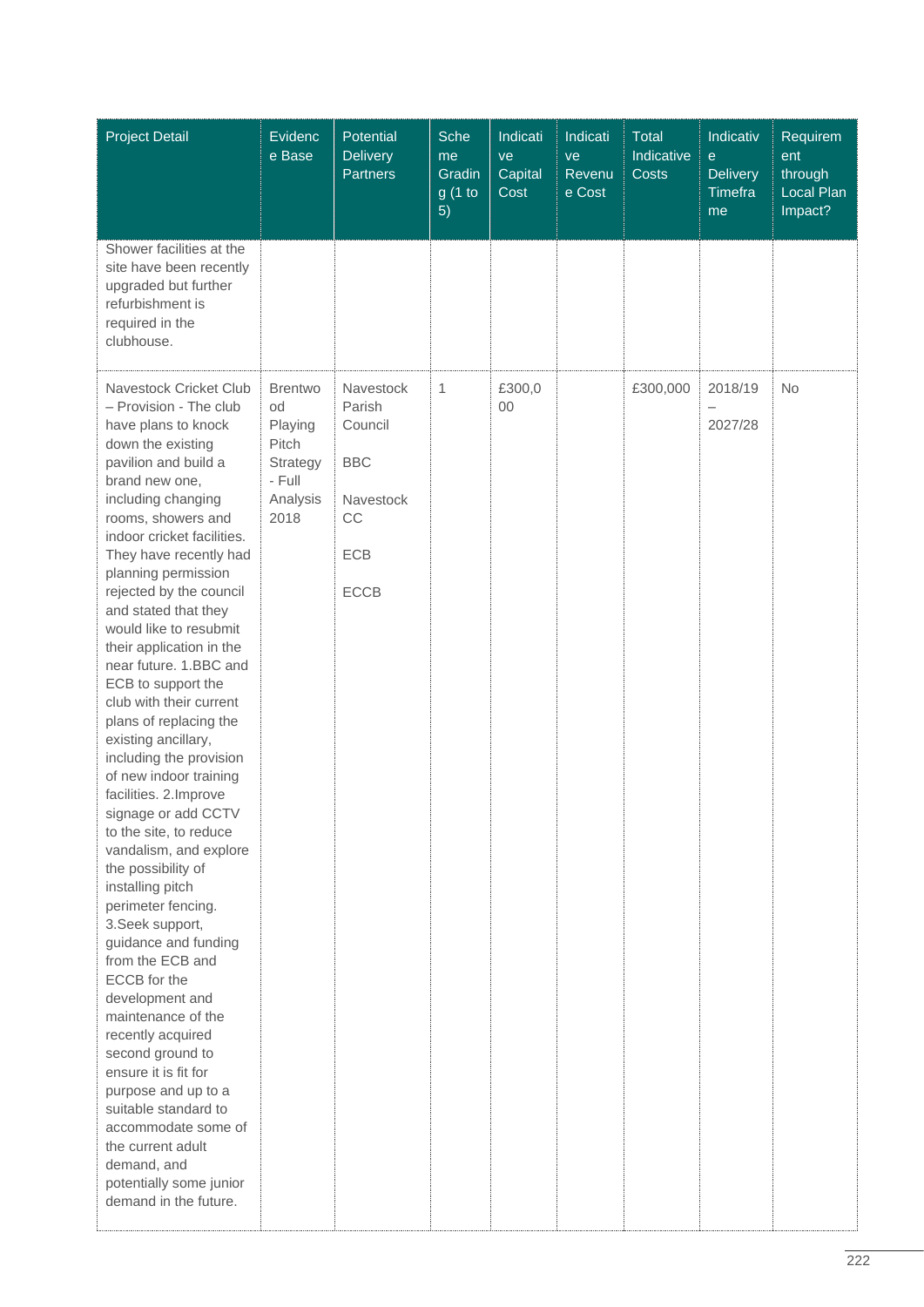| Project Detail | Evidence Base | Potential Delivery Partners | Scheme Grading (1 to 5) | Indicative Capital Cost | Indicative Revenue Cost | Total Indicative Costs | Indicative Delivery Timeframe | Requirement through Local Plan Impact? |
|---|---|---|---|---|---|---|---|---|
| Shower facilities at the site have been recently upgraded but further refurbishment is required in the clubhouse. | | | | | | | | |
| Navestock Cricket Club – Provision - The club have plans to knock down the existing pavilion and build a brand new one, including changing rooms, showers and indoor cricket facilities. They have recently had planning permission rejected by the council and stated that they would like to resubmit their application in the near future. 1.BBC and ECB to support the club with their current plans of replacing the existing ancillary, including the provision of new indoor training facilities. 2.Improve signage or add CCTV to the site, to reduce vandalism, and explore the possibility of installing pitch perimeter fencing. 3.Seek support, guidance and funding from the ECB and ECCB for the development and maintenance of the recently acquired second ground to ensure it is fit for purpose and up to a suitable standard to accommodate some of the current adult demand, and potentially some junior demand in the future. | Brentwood Playing Pitch Strategy - Full Analysis 2018 | Navestock Parish Council<br><br>BBC<br><br>Navestock CC<br><br>ECB<br><br>ECCB | 1 | £300,000 | | £300,000 | 2018/19 – 2027/28 | No |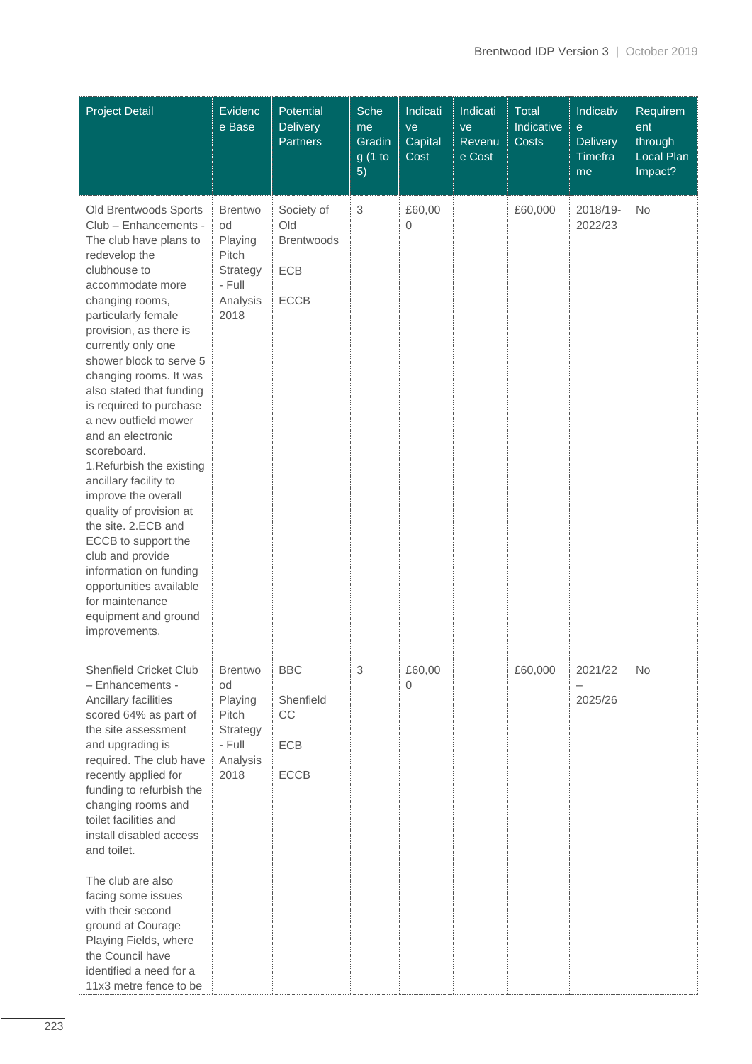| Project Detail | Evidence Base | Potential Delivery Partners | Scheme Grading (1 to 5) | Indicative Capital Cost | Indicative Revenue Cost | Total Indicative Costs | Indicative Delivery Timeframe | Requirement through Local Plan Impact? |
|---|---|---|---|---|---|---|---|---|
| Old Brentwoods Sports Club – Enhancements - The club have plans to redevelop the clubhouse to accommodate more changing rooms, particularly female provision, as there is currently only one shower block to serve 5 changing rooms. It was also stated that funding is required to purchase a new outfield mower and an electronic scoreboard. 1.Refurbish the existing ancillary facility to improve the overall quality of provision at the site. 2.ECB and ECCB to support the club and provide information on funding opportunities available for maintenance equipment and ground improvements. | Brentwood Playing Pitch Strategy - Full Analysis 2018 | Society of Old Brentwoods<br><br>ECB<br><br>ECCB | 3 | £60,000 | | £60,000 | 2018/19-2022/23 | No |
| Shenfield Cricket Club – Enhancements - Ancillary facilities scored 64% as part of the site assessment and upgrading is required. The club have recently applied for funding to refurbish the changing rooms and toilet facilities and install disabled access and toilet.<br><br>The club are also facing some issues with their second ground at Courage Playing Fields, where the Council have identified a need for a 11x3 metre fence to be | Brentwood Playing Pitch Strategy - Full Analysis 2018 | BBC<br><br>Shenfield CC<br><br>ECB<br><br>ECCB | 3 | £60,000 | | £60,000 | 2021/22 – 2025/26 | No |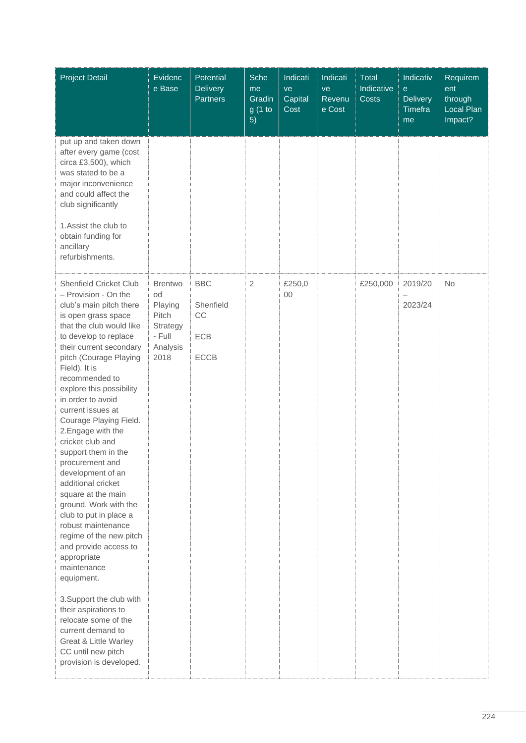| Project Detail | Evidence Base | Potential Delivery Partners | Scheme Grading (1 to 5) | Indicative Capital Cost | Indicative Revenue Cost | Total Indicative Costs | Indicative Delivery Timeframe | Requirement through Local Plan Impact? |
|---|---|---|---|---|---|---|---|---|
| put up and taken down after every game (cost circa £3,500), which was stated to be a major inconvenience and could affect the club significantly<br><br>1.Assist the club to obtain funding for ancillary refurbishments. | | | | | | | | |
| Shenfield Cricket Club – Provision - On the club's main pitch there is open grass space that the club would like to develop to replace their current secondary pitch (Courage Playing Field). It is recommended to explore this possibility in order to avoid current issues at Courage Playing Field.<br>2.Engage with the cricket club and support them in the procurement and development of an additional cricket square at the main ground. Work with the club to put in place a robust maintenance regime of the new pitch and provide access to appropriate maintenance equipment.<br><br>3.Support the club with their aspirations to relocate some of the current demand to Great & Little Warley CC until new pitch provision is developed. | Brentwood Playing Pitch Strategy - Full Analysis 2018 | BBC<br><br>Shenfield CC<br><br>ECB<br><br>ECCB | 2 | £250,000 | | £250,000 | 2019/20 – 2023/24 | No |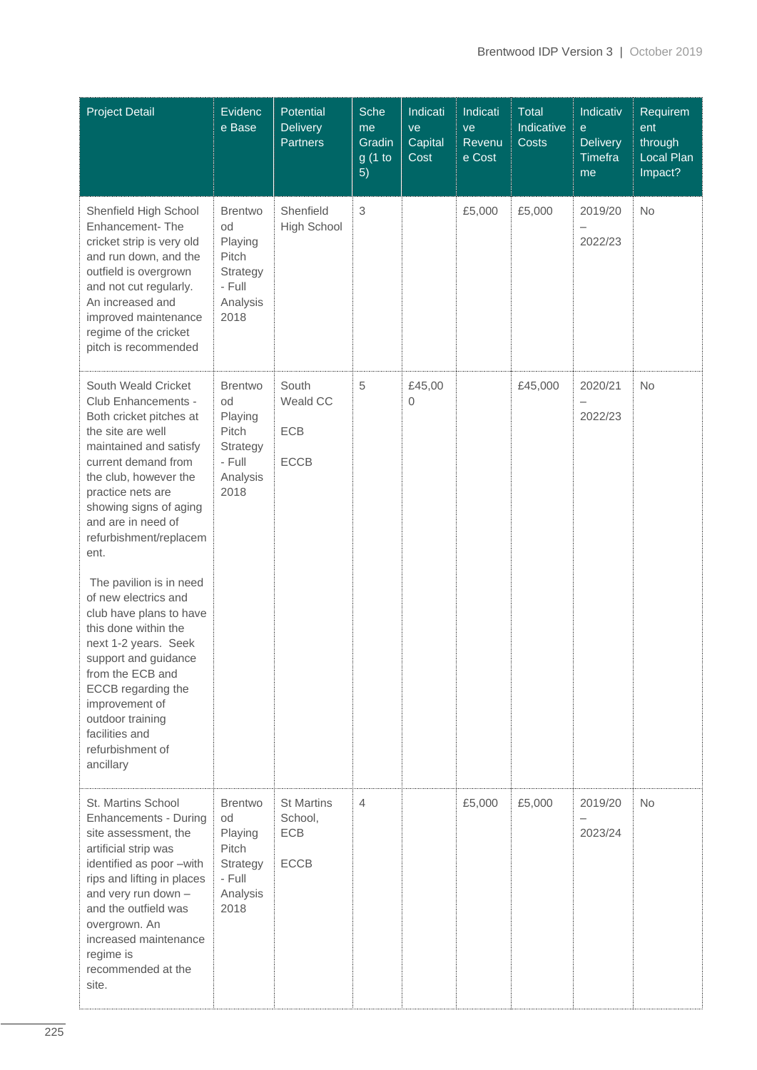| Project Detail | Evidence Base | Potential Delivery Partners | Scheme Grading (1 to 5) | Indicative Capital Cost | Indicative Revenue Cost | Total Indicative Costs | Indicative Delivery Timeframe | Requirement through Local Plan Impact? |
|---|---|---|---|---|---|---|---|---|
| Shenfield High School Enhancement- The cricket strip is very old and run down, and the outfield is overgrown and not cut regularly. An increased and improved maintenance regime of the cricket pitch is recommended | Brentwood Playing Pitch Strategy - Full Analysis 2018 | Shenfield High School | 3 | | £5,000 | £5,000 | 2019/20 – 2022/23 | No |
| South Weald Cricket Club Enhancements - Both cricket pitches at the site are well maintained and satisfy current demand from the club, however the practice nets are showing signs of aging and are in need of refurbishment/replacement. The pavilion is in need of new electrics and club have plans to have this done within the next 1-2 years. Seek support and guidance from the ECB and ECCB regarding the improvement of outdoor training facilities and refurbishment of ancillary | Brentwood Playing Pitch Strategy - Full Analysis 2018 | South Weald CC, ECB, ECCB | 5 | £45,000 | | £45,000 | 2020/21 – 2022/23 | No |
| St. Martins School Enhancements - During site assessment, the artificial strip was identified as poor –with rips and lifting in places and very run down – and the outfield was overgrown. An increased maintenance regime is recommended at the site. | Brentwood Playing Pitch Strategy - Full Analysis 2018 | St Martins School, ECB, ECCB | 4 | | £5,000 | £5,000 | 2019/20 – 2023/24 | No |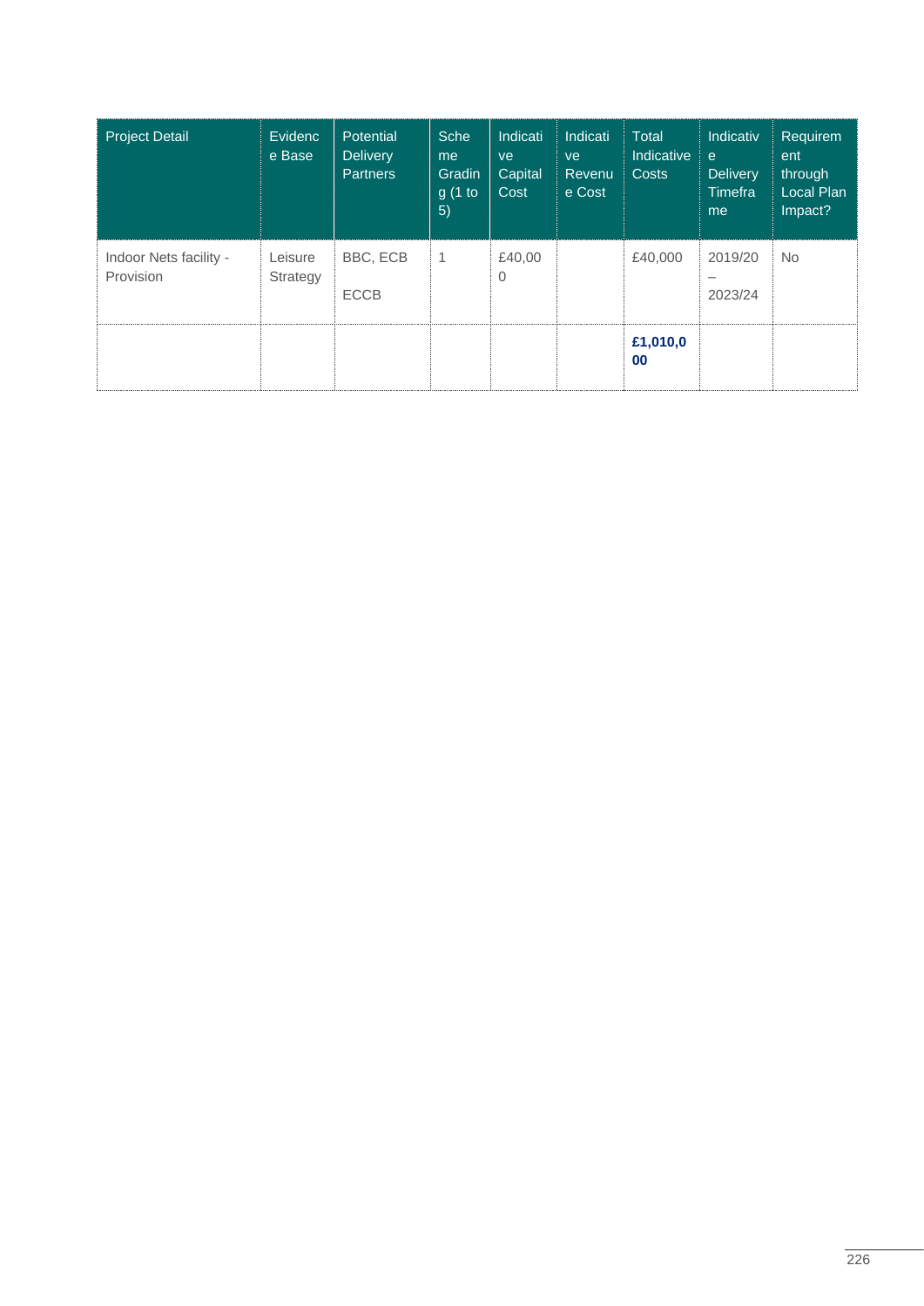| Project Detail | Evidence Base | Potential Delivery Partners | Scheme Grading (1 to 5) | Indicative Capital Cost | Indicative Revenue Cost | Total Indicative Costs | Indicative Delivery Timeframe | Requirement through Local Plan Impact? |
|---|---|---|---|---|---|---|---|---|
| Indoor Nets facility - Provision | Leisure Strategy | BBC, ECB<br><br>ECCB | 1 | £40,000 | | £40,000 | 2019/20 – 2023/24 | No |
| | | | | | | **£1,010,000** | | |